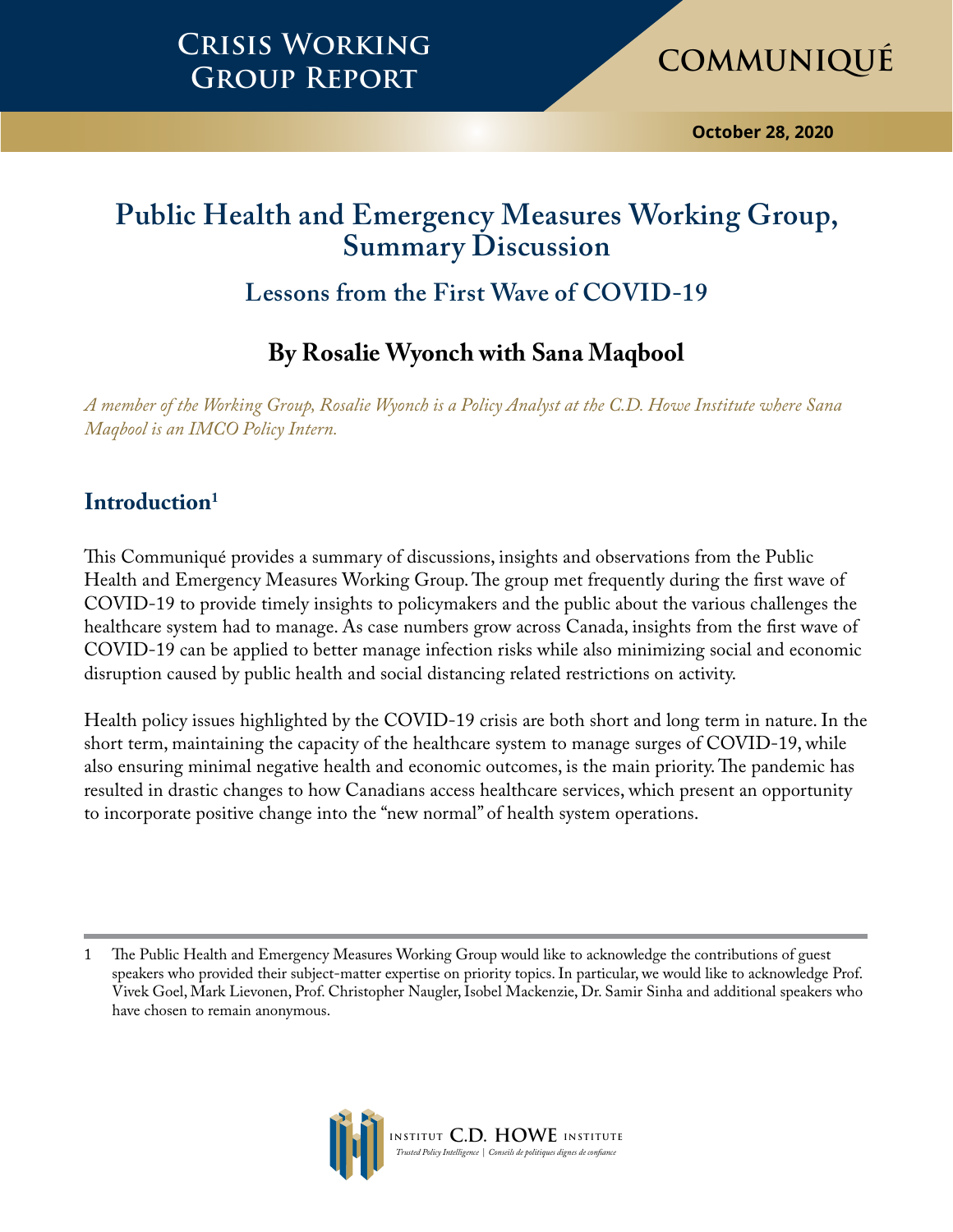# Crisis Working Group Report

# Communiqué

**October 28, 2020**

# Public Health and Emergency Measures Working Group, Summary Discussion

## Lessons from the First Wave of COVID-19

## By Rosalie Wyonch with Sana Maqbool

*A member of the Working Group, Rosalie Wyonch is a Policy Analyst at the C.D. Howe Institute where Sana Maqbool is an IMCO Policy Intern.*

## Introduction[1]

This Communiqué provides a summary of discussions, insights and observations from the Public Health and Emergency Measures Working Group. The group met frequently during the first wave of COVID-19 to provide timely insights to policymakers and the public about the various challenges the healthcare system had to manage. As case numbers grow across Canada, insights from the first wave of COVID-19 can be applied to better manage infection risks while also minimizing social and economic disruption caused by public health and social distancing related restrictions on activity.

Health policy issues highlighted by the COVID-19 crisis are both short and long term in nature. In the short term, maintaining the capacity of the healthcare system to manage surges of COVID-19, while also ensuring minimal negative health and economic outcomes, is the main priority. The pandemic has resulted in drastic changes to how Canadians access healthcare services, which present an opportunity to incorporate positive change into the "new normal" of health system operations.

---

1 The Public Health and Emergency Measures Working Group would like to acknowledge the contributions of guest speakers who provided their subject-matter expertise on priority topics. In particular, we would like to acknowledge Prof. Vivek Goel, Mark Lievonen, Prof. Christopher Naugler, Isobel Mackenzie, Dr. Samir Sinha and additional speakers who have chosen to remain anonymous.

Institut C.D. Howe Institute
*Trusted Policy Intelligence | Conseils de politiques dignes de confiance*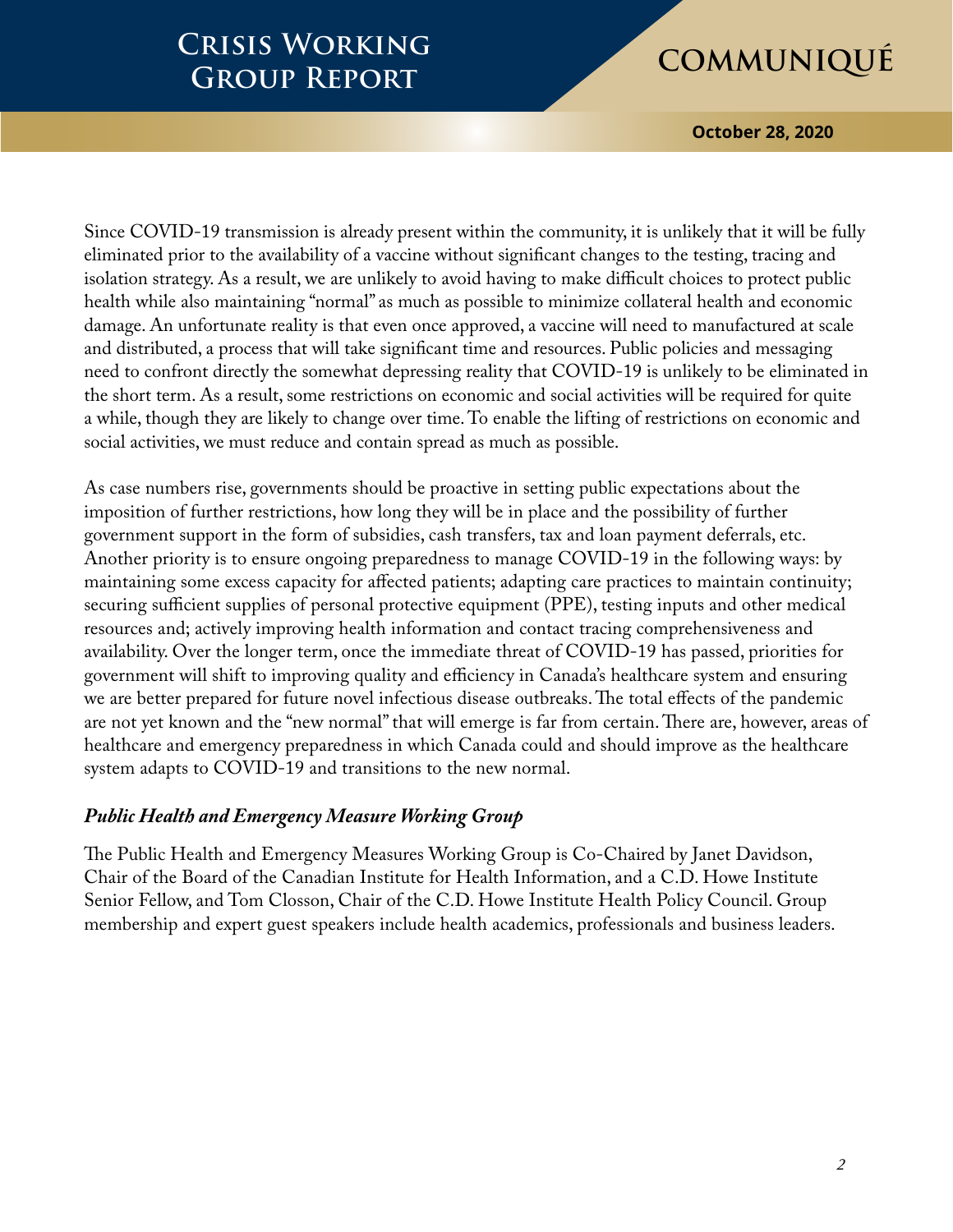Since COVID-19 transmission is already present within the community, it is unlikely that it will be fully eliminated prior to the availability of a vaccine without significant changes to the testing, tracing and isolation strategy. As a result, we are unlikely to avoid having to make difficult choices to protect public health while also maintaining "normal" as much as possible to minimize collateral health and economic damage. An unfortunate reality is that even once approved, a vaccine will need to manufactured at scale and distributed, a process that will take significant time and resources. Public policies and messaging need to confront directly the somewhat depressing reality that COVID-19 is unlikely to be eliminated in the short term. As a result, some restrictions on economic and social activities will be required for quite a while, though they are likely to change over time. To enable the lifting of restrictions on economic and social activities, we must reduce and contain spread as much as possible.

As case numbers rise, governments should be proactive in setting public expectations about the imposition of further restrictions, how long they will be in place and the possibility of further government support in the form of subsidies, cash transfers, tax and loan payment deferrals, etc. Another priority is to ensure ongoing preparedness to manage COVID-19 in the following ways: by maintaining some excess capacity for affected patients; adapting care practices to maintain continuity; securing sufficient supplies of personal protective equipment (PPE), testing inputs and other medical resources and; actively improving health information and contact tracing comprehensiveness and availability. Over the longer term, once the immediate threat of COVID-19 has passed, priorities for government will shift to improving quality and efficiency in Canada's healthcare system and ensuring we are better prepared for future novel infectious disease outbreaks. The total effects of the pandemic are not yet known and the "new normal" that will emerge is far from certain. There are, however, areas of healthcare and emergency preparedness in which Canada could and should improve as the healthcare system adapts to COVID-19 and transitions to the new normal.

### *Public Health and Emergency Measure Working Group*

The Public Health and Emergency Measures Working Group is Co-Chaired by Janet Davidson, Chair of the Board of the Canadian Institute for Health Information, and a C.D. Howe Institute Senior Fellow, and Tom Closson, Chair of the C.D. Howe Institute Health Policy Council. Group membership and expert guest speakers include health academics, professionals and business leaders.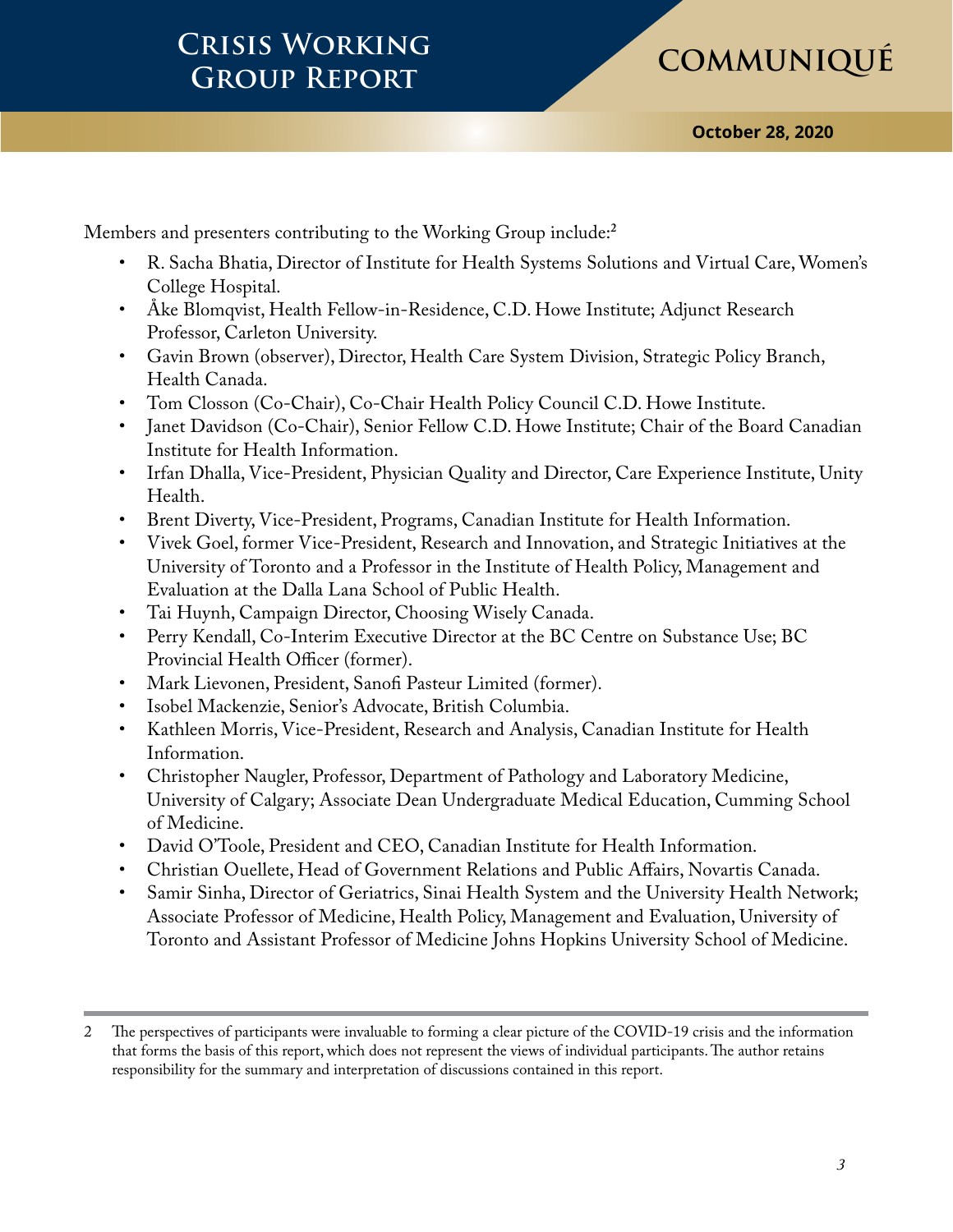Members and presenters contributing to the Working Group include:[2]

- R. Sacha Bhatia, Director of Institute for Health Systems Solutions and Virtual Care, Women's College Hospital.
- Åke Blomqvist, Health Fellow-in-Residence, C.D. Howe Institute; Adjunct Research Professor, Carleton University.
- Gavin Brown (observer), Director, Health Care System Division, Strategic Policy Branch, Health Canada.
- Tom Closson (Co-Chair), Co-Chair Health Policy Council C.D. Howe Institute.
- Janet Davidson (Co-Chair), Senior Fellow C.D. Howe Institute; Chair of the Board Canadian Institute for Health Information.
- Irfan Dhalla, Vice-President, Physician Quality and Director, Care Experience Institute, Unity Health.
- Brent Diverty, Vice-President, Programs, Canadian Institute for Health Information.
- Vivek Goel, former Vice-President, Research and Innovation, and Strategic Initiatives at the University of Toronto and a Professor in the Institute of Health Policy, Management and Evaluation at the Dalla Lana School of Public Health.
- Tai Huynh, Campaign Director, Choosing Wisely Canada.
- Perry Kendall, Co-Interim Executive Director at the BC Centre on Substance Use; BC Provincial Health Officer (former).
- Mark Lievonen, President, Sanofi Pasteur Limited (former).
- Isobel Mackenzie, Senior's Advocate, British Columbia.
- Kathleen Morris, Vice-President, Research and Analysis, Canadian Institute for Health Information.
- Christopher Naugler, Professor, Department of Pathology and Laboratory Medicine, University of Calgary; Associate Dean Undergraduate Medical Education, Cumming School of Medicine.
- David O'Toole, President and CEO, Canadian Institute for Health Information.
- Christian Ouellete, Head of Government Relations and Public Affairs, Novartis Canada.
- Samir Sinha, Director of Geriatrics, Sinai Health System and the University Health Network; Associate Professor of Medicine, Health Policy, Management and Evaluation, University of Toronto and Assistant Professor of Medicine Johns Hopkins University School of Medicine.

---

2 The perspectives of participants were invaluable to forming a clear picture of the COVID-19 crisis and the information that forms the basis of this report, which does not represent the views of individual participants. The author retains responsibility for the summary and interpretation of discussions contained in this report.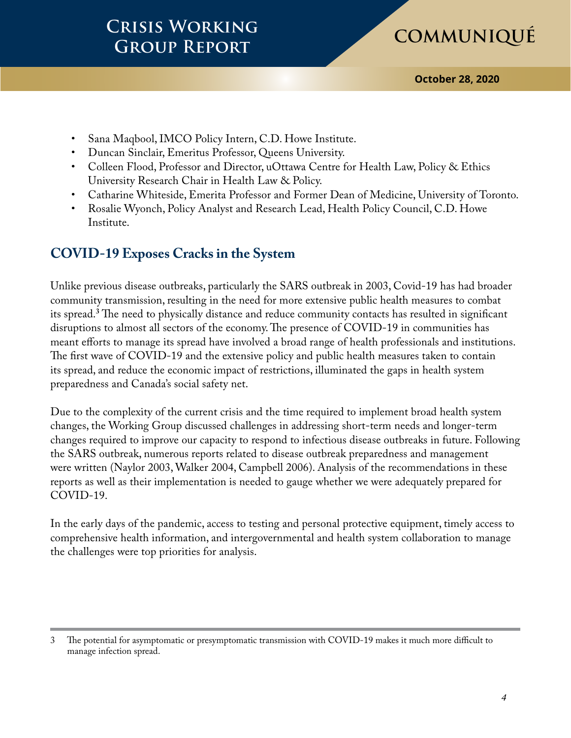- Sana Maqbool, IMCO Policy Intern, C.D. Howe Institute.
- Duncan Sinclair, Emeritus Professor, Queens University.
- Colleen Flood, Professor and Director, uOttawa Centre for Health Law, Policy & Ethics University Research Chair in Health Law & Policy.
- Catharine Whiteside, Emerita Professor and Former Dean of Medicine, University of Toronto.
- Rosalie Wyonch, Policy Analyst and Research Lead, Health Policy Council, C.D. Howe Institute.

## COVID-19 Exposes Cracks in the System

Unlike previous disease outbreaks, particularly the SARS outbreak in 2003, Covid-19 has had broader community transmission, resulting in the need for more extensive public health measures to combat its spread.[3] The need to physically distance and reduce community contacts has resulted in significant disruptions to almost all sectors of the economy. The presence of COVID-19 in communities has meant efforts to manage its spread have involved a broad range of health professionals and institutions. The first wave of COVID-19 and the extensive policy and public health measures taken to contain its spread, and reduce the economic impact of restrictions, illuminated the gaps in health system preparedness and Canada's social safety net.

Due to the complexity of the current crisis and the time required to implement broad health system changes, the Working Group discussed challenges in addressing short-term needs and longer-term changes required to improve our capacity to respond to infectious disease outbreaks in future. Following the SARS outbreak, numerous reports related to disease outbreak preparedness and management were written (Naylor 2003, Walker 2004, Campbell 2006). Analysis of the recommendations in these reports as well as their implementation is needed to gauge whether we were adequately prepared for COVID-19.

In the early days of the pandemic, access to testing and personal protective equipment, timely access to comprehensive health information, and intergovernmental and health system collaboration to manage the challenges were top priorities for analysis.

3 The potential for asymptomatic or presymptomatic transmission with COVID-19 makes it much more difficult to manage infection spread.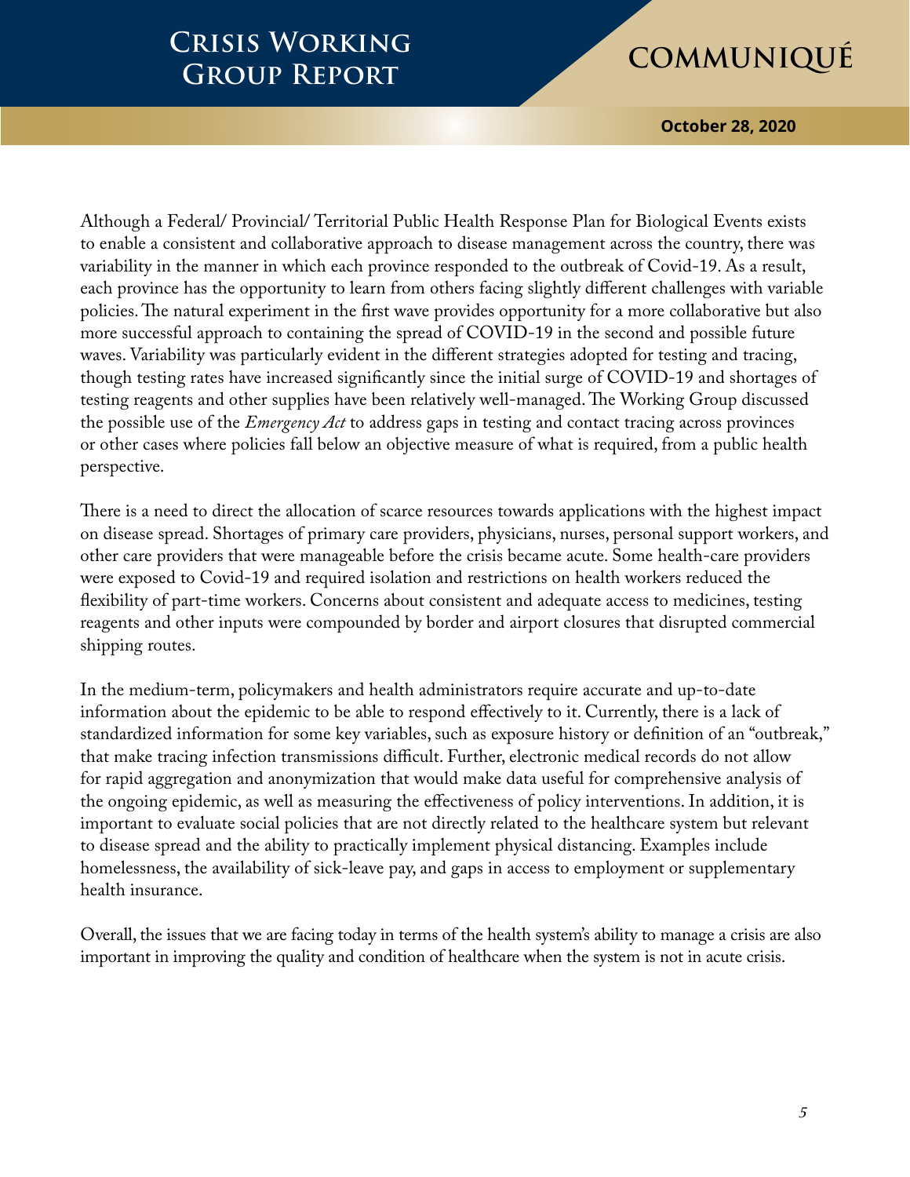Although a Federal/ Provincial/ Territorial Public Health Response Plan for Biological Events exists to enable a consistent and collaborative approach to disease management across the country, there was variability in the manner in which each province responded to the outbreak of Covid-19. As a result, each province has the opportunity to learn from others facing slightly different challenges with variable policies. The natural experiment in the first wave provides opportunity for a more collaborative but also more successful approach to containing the spread of COVID-19 in the second and possible future waves. Variability was particularly evident in the different strategies adopted for testing and tracing, though testing rates have increased significantly since the initial surge of COVID-19 and shortages of testing reagents and other supplies have been relatively well-managed. The Working Group discussed the possible use of the *Emergency Act* to address gaps in testing and contact tracing across provinces or other cases where policies fall below an objective measure of what is required, from a public health perspective.

There is a need to direct the allocation of scarce resources towards applications with the highest impact on disease spread. Shortages of primary care providers, physicians, nurses, personal support workers, and other care providers that were manageable before the crisis became acute. Some health-care providers were exposed to Covid-19 and required isolation and restrictions on health workers reduced the flexibility of part-time workers. Concerns about consistent and adequate access to medicines, testing reagents and other inputs were compounded by border and airport closures that disrupted commercial shipping routes.

In the medium-term, policymakers and health administrators require accurate and up-to-date information about the epidemic to be able to respond effectively to it. Currently, there is a lack of standardized information for some key variables, such as exposure history or definition of an "outbreak," that make tracing infection transmissions difficult. Further, electronic medical records do not allow for rapid aggregation and anonymization that would make data useful for comprehensive analysis of the ongoing epidemic, as well as measuring the effectiveness of policy interventions. In addition, it is important to evaluate social policies that are not directly related to the healthcare system but relevant to disease spread and the ability to practically implement physical distancing. Examples include homelessness, the availability of sick-leave pay, and gaps in access to employment or supplementary health insurance.

Overall, the issues that we are facing today in terms of the health system's ability to manage a crisis are also important in improving the quality and condition of healthcare when the system is not in acute crisis.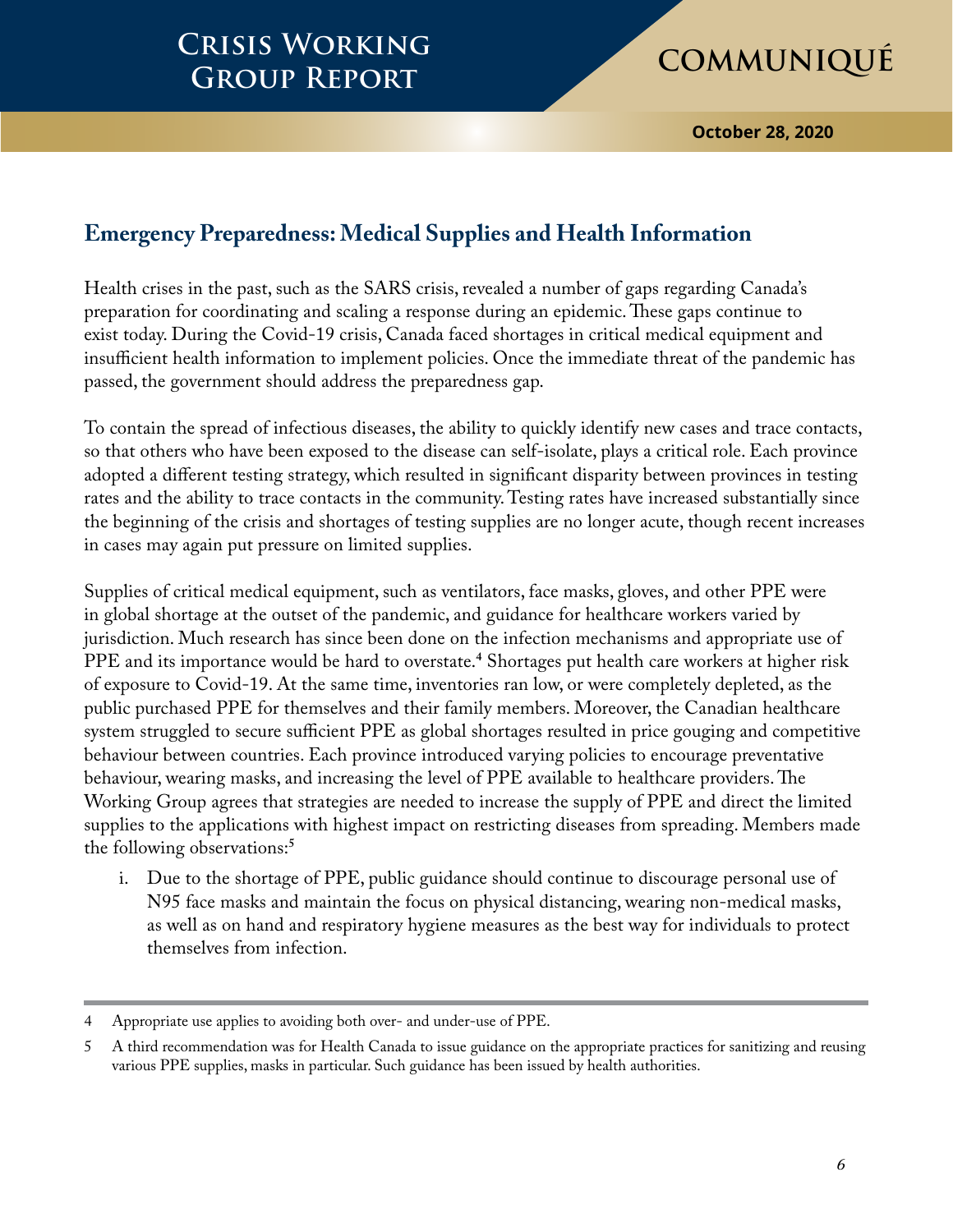## Emergency Preparedness: Medical Supplies and Health Information

Health crises in the past, such as the SARS crisis, revealed a number of gaps regarding Canada's preparation for coordinating and scaling a response during an epidemic. These gaps continue to exist today. During the Covid-19 crisis, Canada faced shortages in critical medical equipment and insufficient health information to implement policies. Once the immediate threat of the pandemic has passed, the government should address the preparedness gap.

To contain the spread of infectious diseases, the ability to quickly identify new cases and trace contacts, so that others who have been exposed to the disease can self-isolate, plays a critical role. Each province adopted a different testing strategy, which resulted in significant disparity between provinces in testing rates and the ability to trace contacts in the community. Testing rates have increased substantially since the beginning of the crisis and shortages of testing supplies are no longer acute, though recent increases in cases may again put pressure on limited supplies.

Supplies of critical medical equipment, such as ventilators, face masks, gloves, and other PPE were in global shortage at the outset of the pandemic, and guidance for healthcare workers varied by jurisdiction. Much research has since been done on the infection mechanisms and appropriate use of PPE and its importance would be hard to overstate.[4] Shortages put health care workers at higher risk of exposure to Covid-19. At the same time, inventories ran low, or were completely depleted, as the public purchased PPE for themselves and their family members. Moreover, the Canadian healthcare system struggled to secure sufficient PPE as global shortages resulted in price gouging and competitive behaviour between countries. Each province introduced varying policies to encourage preventative behaviour, wearing masks, and increasing the level of PPE available to healthcare providers. The Working Group agrees that strategies are needed to increase the supply of PPE and direct the limited supplies to the applications with highest impact on restricting diseases from spreading. Members made the following observations:[5]

i. Due to the shortage of PPE, public guidance should continue to discourage personal use of N95 face masks and maintain the focus on physical distancing, wearing non-medical masks, as well as on hand and respiratory hygiene measures as the best way for individuals to protect themselves from infection.

---

4 Appropriate use applies to avoiding both over- and under-use of PPE.

5 A third recommendation was for Health Canada to issue guidance on the appropriate practices for sanitizing and reusing various PPE supplies, masks in particular. Such guidance has been issued by health authorities.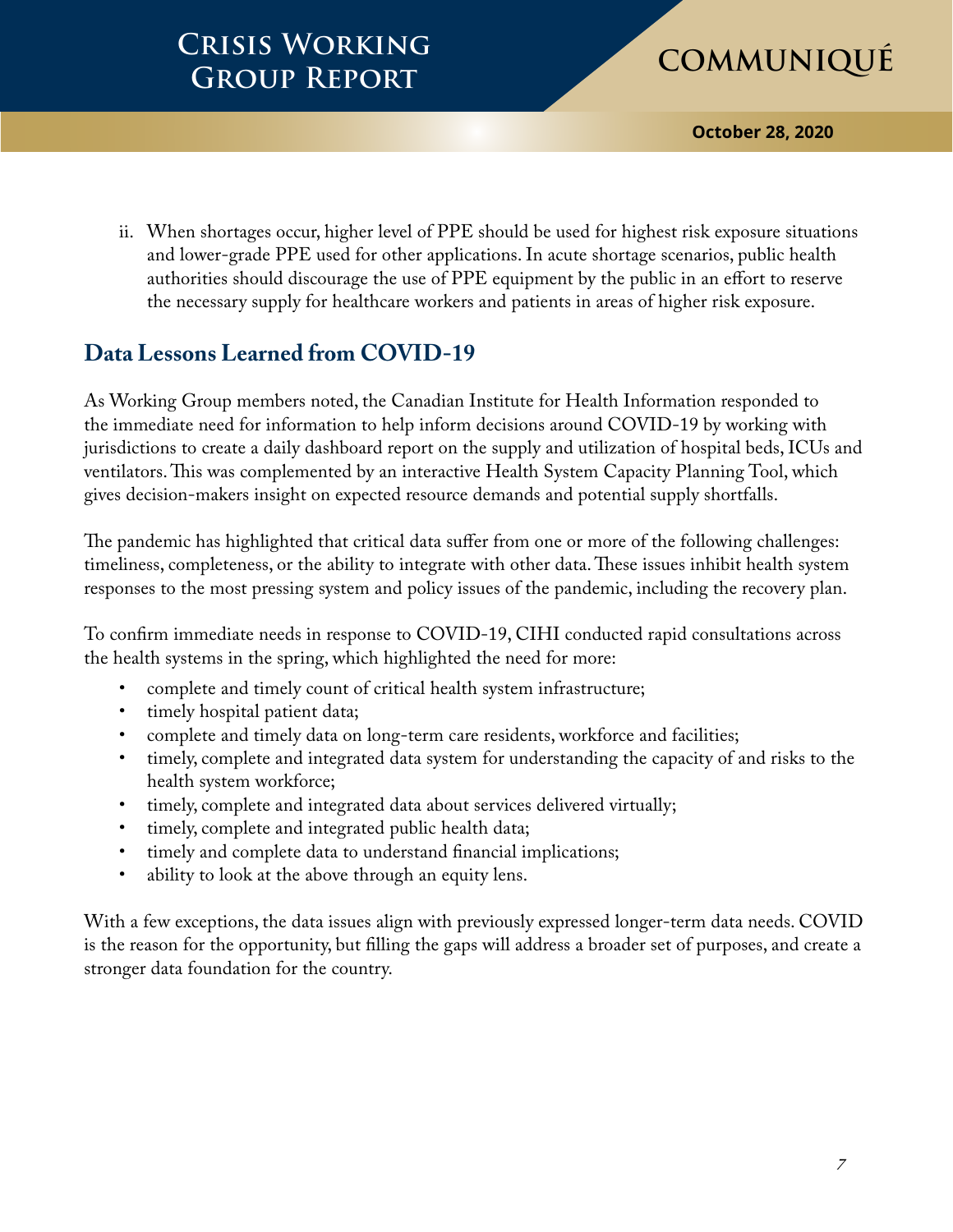ii. When shortages occur, higher level of PPE should be used for highest risk exposure situations and lower-grade PPE used for other applications. In acute shortage scenarios, public health authorities should discourage the use of PPE equipment by the public in an effort to reserve the necessary supply for healthcare workers and patients in areas of higher risk exposure.

## Data Lessons Learned from COVID-19

As Working Group members noted, the Canadian Institute for Health Information responded to the immediate need for information to help inform decisions around COVID-19 by working with jurisdictions to create a daily dashboard report on the supply and utilization of hospital beds, ICUs and ventilators. This was complemented by an interactive Health System Capacity Planning Tool, which gives decision-makers insight on expected resource demands and potential supply shortfalls.

The pandemic has highlighted that critical data suffer from one or more of the following challenges: timeliness, completeness, or the ability to integrate with other data. These issues inhibit health system responses to the most pressing system and policy issues of the pandemic, including the recovery plan.

To confirm immediate needs in response to COVID-19, CIHI conducted rapid consultations across the health systems in the spring, which highlighted the need for more:

- complete and timely count of critical health system infrastructure;
- timely hospital patient data;
- complete and timely data on long-term care residents, workforce and facilities;
- timely, complete and integrated data system for understanding the capacity of and risks to the health system workforce;
- timely, complete and integrated data about services delivered virtually;
- timely, complete and integrated public health data;
- timely and complete data to understand financial implications;
- ability to look at the above through an equity lens.

With a few exceptions, the data issues align with previously expressed longer-term data needs. COVID is the reason for the opportunity, but filling the gaps will address a broader set of purposes, and create a stronger data foundation for the country.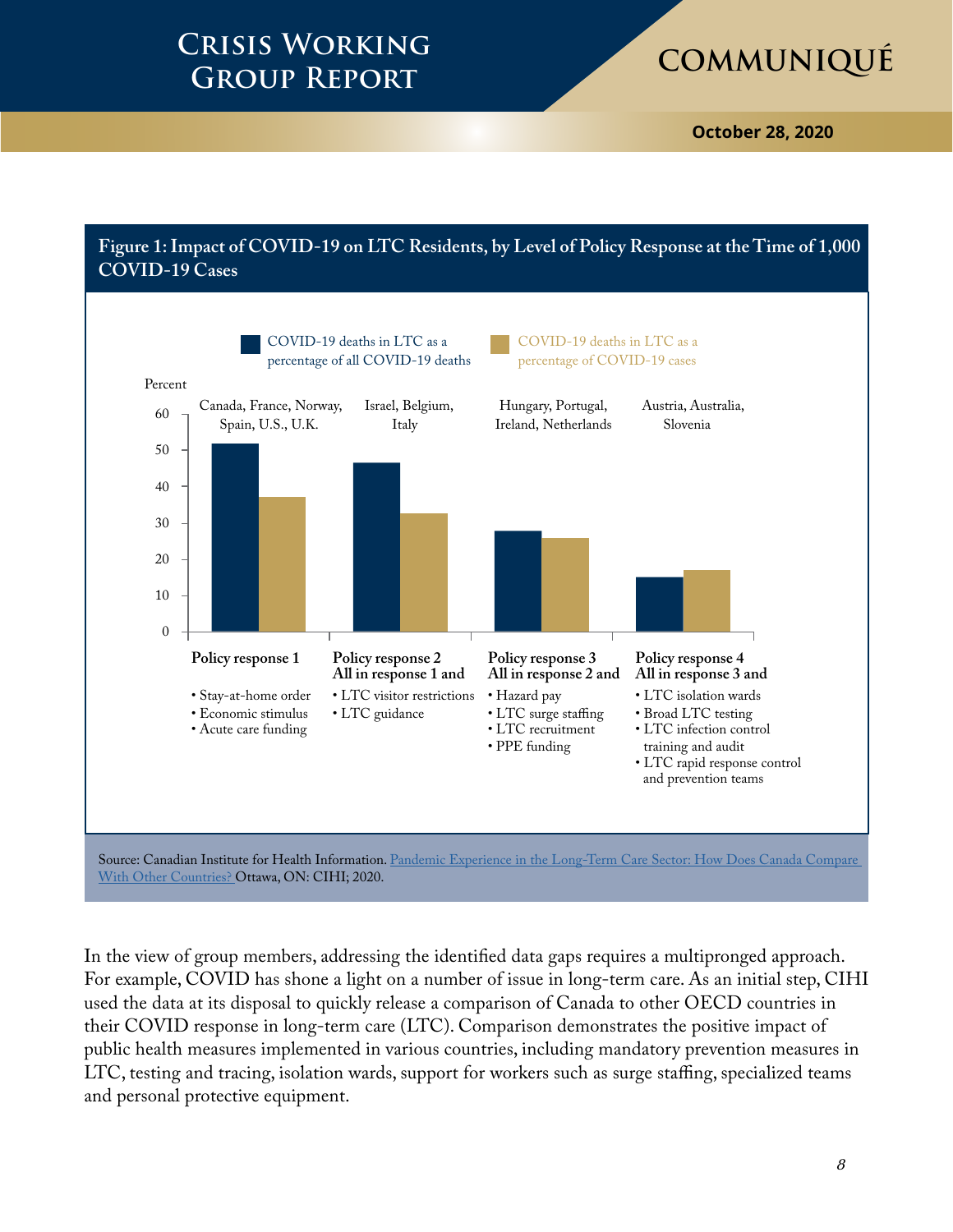**Figure 1: Impact of COVID-19 on LTC Residents, by Level of Policy Response at the Time of 1,000 COVID-19 Cases**

| | Policy response 1 | Policy response 2 All in response 1 and | Policy response 3 All in response 2 and | Policy response 4 All in response 3 and |
|---|---|---|---|---|
| Countries | Canada, France, Norway, Spain, U.S., U.K. | Israel, Belgium, Italy | Hungary, Portugal, Ireland, Netherlands | Austria, Australia, Slovenia |
| Measures | • Stay-at-home order<br>• Economic stimulus<br>• Acute care funding | • LTC visitor restrictions<br>• LTC guidance | • Hazard pay<br>• LTC surge staffing<br>• LTC recruitment<br>• PPE funding | • LTC isolation wards<br>• Broad LTC testing<br>• LTC infection control training and audit<br>• LTC rapid response control and prevention teams |

Legend: COVID-19 deaths in LTC as a percentage of all COVID-19 deaths; COVID-19 deaths in LTC as a percentage of COVID-19 cases. Y-axis: Percent (0–60).

Source: Canadian Institute for Health Information. Pandemic Experience in the Long-Term Care Sector: How Does Canada Compare With Other Countries? Ottawa, ON: CIHI; 2020.

In the view of group members, addressing the identified data gaps requires a multipronged approach. For example, COVID has shone a light on a number of issue in long-term care. As an initial step, CIHI used the data at its disposal to quickly release a comparison of Canada to other OECD countries in their COVID response in long-term care (LTC). Comparison demonstrates the positive impact of public health measures implemented in various countries, including mandatory prevention measures in LTC, testing and tracing, isolation wards, support for workers such as surge staffing, specialized teams and personal protective equipment.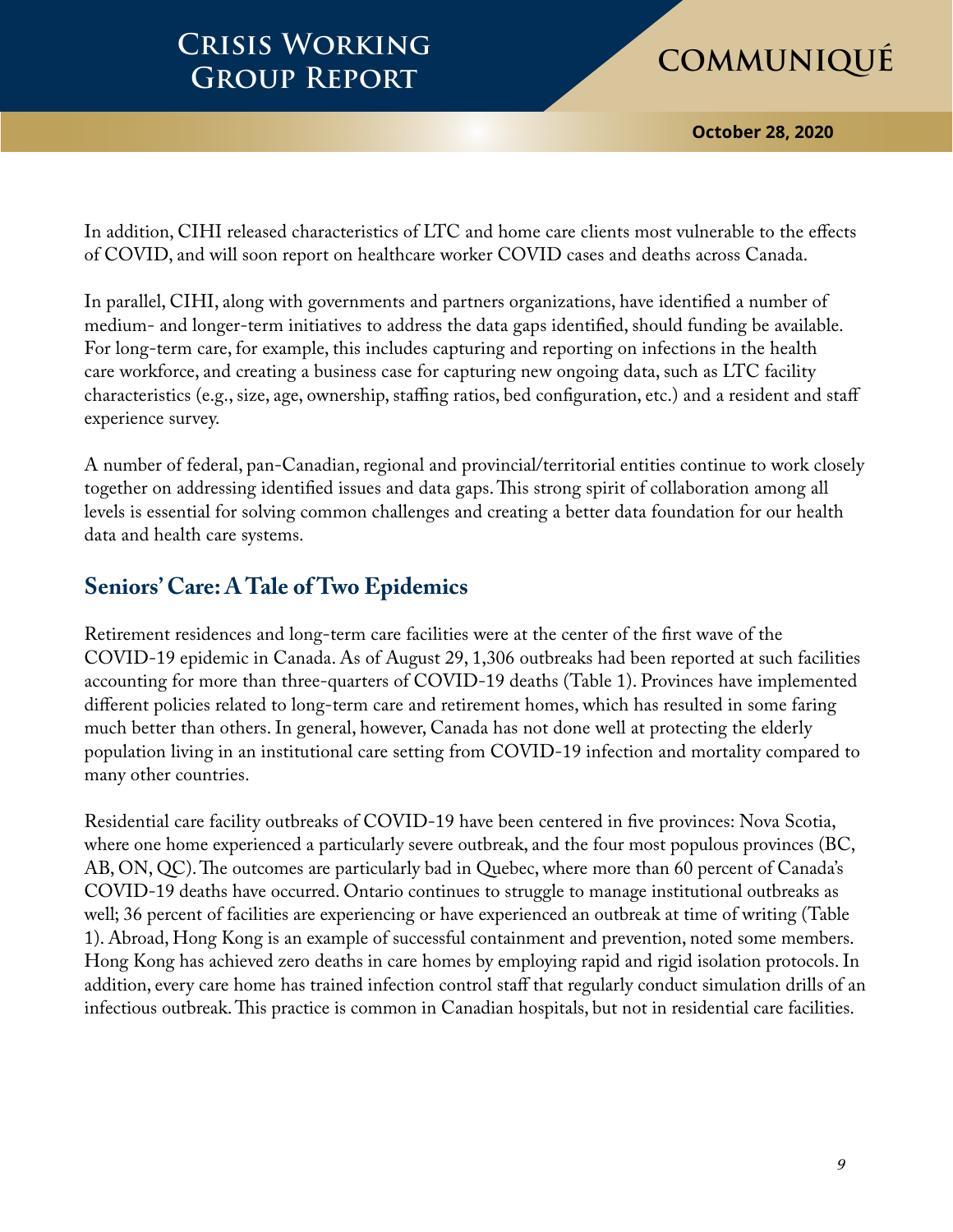In addition, CIHI released characteristics of LTC and home care clients most vulnerable to the effects of COVID, and will soon report on healthcare worker COVID cases and deaths across Canada.

In parallel, CIHI, along with governments and partners organizations, have identified a number of medium- and longer-term initiatives to address the data gaps identified, should funding be available. For long-term care, for example, this includes capturing and reporting on infections in the health care workforce, and creating a business case for capturing new ongoing data, such as LTC facility characteristics (e.g., size, age, ownership, staffing ratios, bed configuration, etc.) and a resident and staff experience survey.

A number of federal, pan-Canadian, regional and provincial/territorial entities continue to work closely together on addressing identified issues and data gaps. This strong spirit of collaboration among all levels is essential for solving common challenges and creating a better data foundation for our health data and health care systems.

## Seniors' Care: A Tale of Two Epidemics

Retirement residences and long-term care facilities were at the center of the first wave of the COVID-19 epidemic in Canada. As of August 29, 1,306 outbreaks had been reported at such facilities accounting for more than three-quarters of COVID-19 deaths (Table 1). Provinces have implemented different policies related to long-term care and retirement homes, which has resulted in some faring much better than others. In general, however, Canada has not done well at protecting the elderly population living in an institutional care setting from COVID-19 infection and mortality compared to many other countries.

Residential care facility outbreaks of COVID-19 have been centered in five provinces: Nova Scotia, where one home experienced a particularly severe outbreak, and the four most populous provinces (BC, AB, ON, QC). The outcomes are particularly bad in Quebec, where more than 60 percent of Canada's COVID-19 deaths have occurred. Ontario continues to struggle to manage institutional outbreaks as well; 36 percent of facilities are experiencing or have experienced an outbreak at time of writing (Table 1). Abroad, Hong Kong is an example of successful containment and prevention, noted some members. Hong Kong has achieved zero deaths in care homes by employing rapid and rigid isolation protocols. In addition, every care home has trained infection control staff that regularly conduct simulation drills of an infectious outbreak. This practice is common in Canadian hospitals, but not in residential care facilities.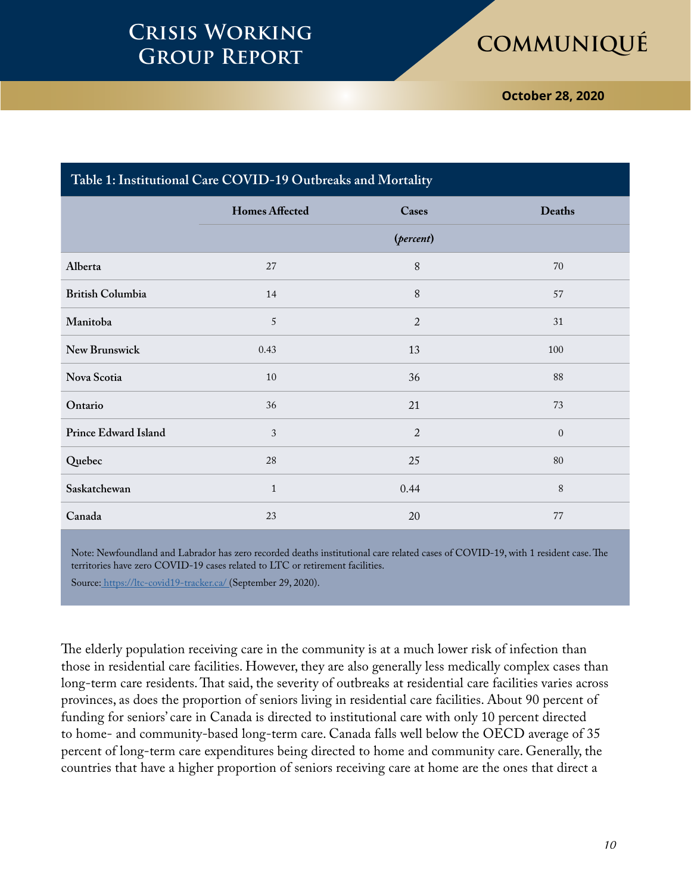**Table 1: Institutional Care COVID-19 Outbreaks and Mortality**

| | Homes Affected | Cases | Deaths |
|---|---|---|---|
| | | (*percent*) | |
| **Alberta** | 27 | 8 | 70 |
| **British Columbia** | 14 | 8 | 57 |
| **Manitoba** | 5 | 2 | 31 |
| **New Brunswick** | 0.43 | 13 | 100 |
| **Nova Scotia** | 10 | 36 | 88 |
| **Ontario** | 36 | 21 | 73 |
| **Prince Edward Island** | 3 | 2 | 0 |
| **Quebec** | 28 | 25 | 80 |
| **Saskatchewan** | 1 | 0.44 | 8 |
| **Canada** | 23 | 20 | 77 |

Note: Newfoundland and Labrador has zero recorded deaths institutional care related cases of COVID-19, with 1 resident case. The territories have zero COVID-19 cases related to LTC or retirement facilities.

Source: https://ltc-covid19-tracker.ca/ (September 29, 2020).

The elderly population receiving care in the community is at a much lower risk of infection than those in residential care facilities. However, they are also generally less medically complex cases than long-term care residents. That said, the severity of outbreaks at residential care facilities varies across provinces, as does the proportion of seniors living in residential care facilities. About 90 percent of funding for seniors' care in Canada is directed to institutional care with only 10 percent directed to home- and community-based long-term care. Canada falls well below the OECD average of 35 percent of long-term care expenditures being directed to home and community care. Generally, the countries that have a higher proportion of seniors receiving care at home are the ones that direct a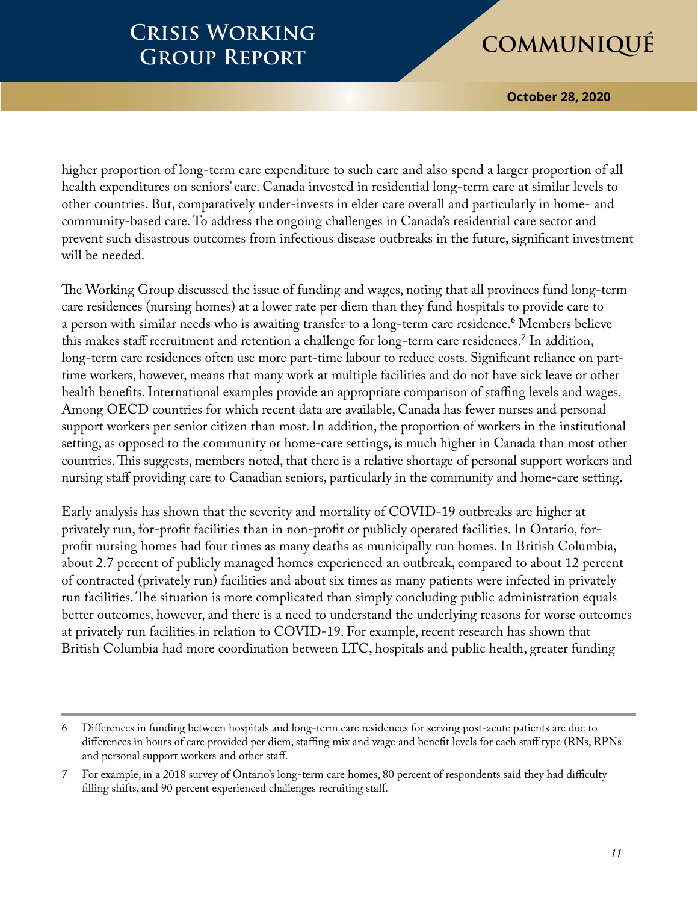higher proportion of long-term care expenditure to such care and also spend a larger proportion of all health expenditures on seniors' care. Canada invested in residential long-term care at similar levels to other countries. But, comparatively under-invests in elder care overall and particularly in home- and community-based care. To address the ongoing challenges in Canada's residential care sector and prevent such disastrous outcomes from infectious disease outbreaks in the future, significant investment will be needed.

The Working Group discussed the issue of funding and wages, noting that all provinces fund long-term care residences (nursing homes) at a lower rate per diem than they fund hospitals to provide care to a person with similar needs who is awaiting transfer to a long-term care residence.[6] Members believe this makes staff recruitment and retention a challenge for long-term care residences.[7] In addition, long-term care residences often use more part-time labour to reduce costs. Significant reliance on part-time workers, however, means that many work at multiple facilities and do not have sick leave or other health benefits. International examples provide an appropriate comparison of staffing levels and wages. Among OECD countries for which recent data are available, Canada has fewer nurses and personal support workers per senior citizen than most. In addition, the proportion of workers in the institutional setting, as opposed to the community or home-care settings, is much higher in Canada than most other countries. This suggests, members noted, that there is a relative shortage of personal support workers and nursing staff providing care to Canadian seniors, particularly in the community and home-care setting.

Early analysis has shown that the severity and mortality of COVID-19 outbreaks are higher at privately run, for-profit facilities than in non-profit or publicly operated facilities. In Ontario, for-profit nursing homes had four times as many deaths as municipally run homes. In British Columbia, about 2.7 percent of publicly managed homes experienced an outbreak, compared to about 12 percent of contracted (privately run) facilities and about six times as many patients were infected in privately run facilities. The situation is more complicated than simply concluding public administration equals better outcomes, however, and there is a need to understand the underlying reasons for worse outcomes at privately run facilities in relation to COVID-19. For example, recent research has shown that British Columbia had more coordination between LTC, hospitals and public health, greater funding

---

6 Differences in funding between hospitals and long-term care residences for serving post-acute patients are due to differences in hours of care provided per diem, staffing mix and wage and benefit levels for each staff type (RNs, RPNs and personal support workers and other staff.

7 For example, in a 2018 survey of Ontario's long-term care homes, 80 percent of respondents said they had difficulty filling shifts, and 90 percent experienced challenges recruiting staff.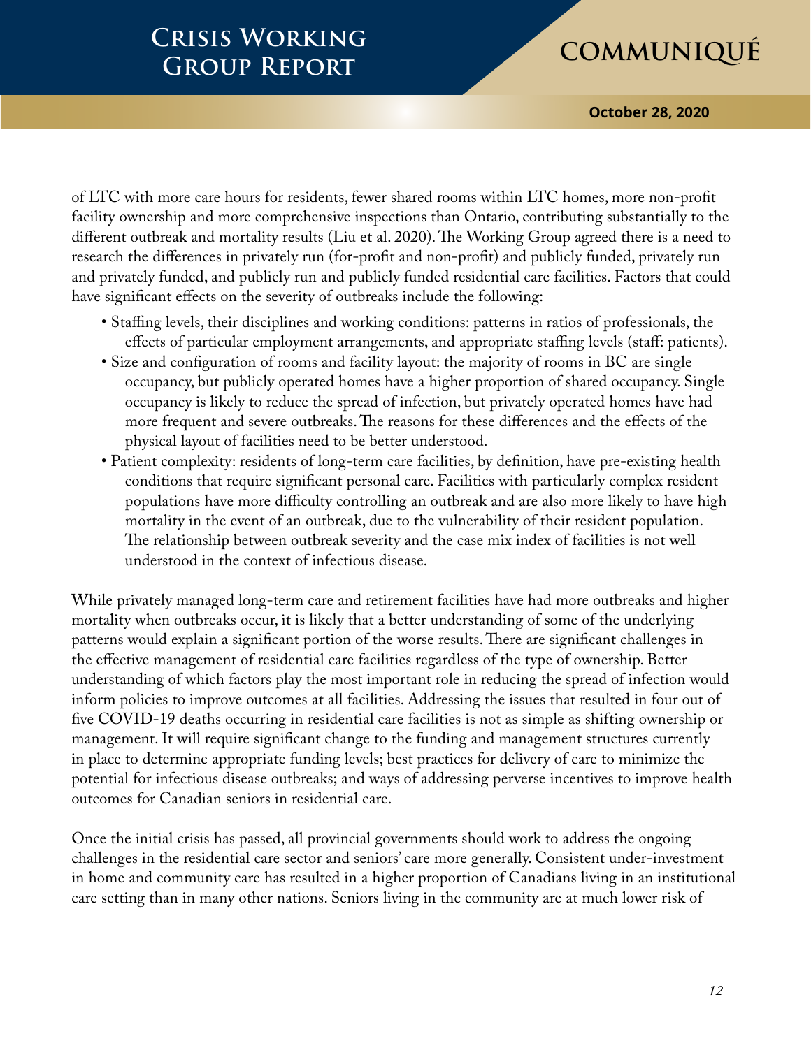of LTC with more care hours for residents, fewer shared rooms within LTC homes, more non-profit facility ownership and more comprehensive inspections than Ontario, contributing substantially to the different outbreak and mortality results (Liu et al. 2020). The Working Group agreed there is a need to research the differences in privately run (for-profit and non-profit) and publicly funded, privately run and privately funded, and publicly run and publicly funded residential care facilities. Factors that could have significant effects on the severity of outbreaks include the following:

- Staffing levels, their disciplines and working conditions: patterns in ratios of professionals, the effects of particular employment arrangements, and appropriate staffing levels (staff: patients).
- Size and configuration of rooms and facility layout: the majority of rooms in BC are single occupancy, but publicly operated homes have a higher proportion of shared occupancy. Single occupancy is likely to reduce the spread of infection, but privately operated homes have had more frequent and severe outbreaks. The reasons for these differences and the effects of the physical layout of facilities need to be better understood.
- Patient complexity: residents of long-term care facilities, by definition, have pre-existing health conditions that require significant personal care. Facilities with particularly complex resident populations have more difficulty controlling an outbreak and are also more likely to have high mortality in the event of an outbreak, due to the vulnerability of their resident population. The relationship between outbreak severity and the case mix index of facilities is not well understood in the context of infectious disease.

While privately managed long-term care and retirement facilities have had more outbreaks and higher mortality when outbreaks occur, it is likely that a better understanding of some of the underlying patterns would explain a significant portion of the worse results. There are significant challenges in the effective management of residential care facilities regardless of the type of ownership. Better understanding of which factors play the most important role in reducing the spread of infection would inform policies to improve outcomes at all facilities. Addressing the issues that resulted in four out of five COVID-19 deaths occurring in residential care facilities is not as simple as shifting ownership or management. It will require significant change to the funding and management structures currently in place to determine appropriate funding levels; best practices for delivery of care to minimize the potential for infectious disease outbreaks; and ways of addressing perverse incentives to improve health outcomes for Canadian seniors in residential care.

Once the initial crisis has passed, all provincial governments should work to address the ongoing challenges in the residential care sector and seniors' care more generally. Consistent under-investment in home and community care has resulted in a higher proportion of Canadians living in an institutional care setting than in many other nations. Seniors living in the community are at much lower risk of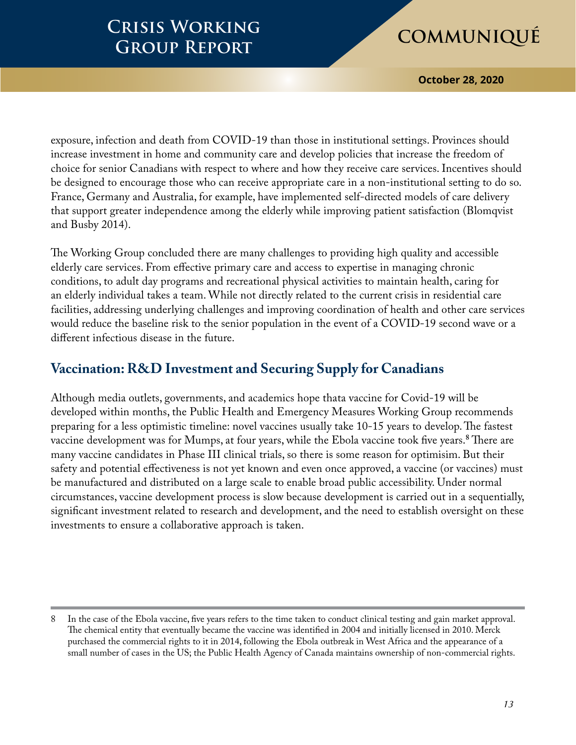exposure, infection and death from COVID-19 than those in institutional settings. Provinces should increase investment in home and community care and develop policies that increase the freedom of choice for senior Canadians with respect to where and how they receive care services. Incentives should be designed to encourage those who can receive appropriate care in a non-institutional setting to do so. France, Germany and Australia, for example, have implemented self-directed models of care delivery that support greater independence among the elderly while improving patient satisfaction (Blomqvist and Busby 2014).

The Working Group concluded there are many challenges to providing high quality and accessible elderly care services. From effective primary care and access to expertise in managing chronic conditions, to adult day programs and recreational physical activities to maintain health, caring for an elderly individual takes a team. While not directly related to the current crisis in residential care facilities, addressing underlying challenges and improving coordination of health and other care services would reduce the baseline risk to the senior population in the event of a COVID-19 second wave or a different infectious disease in the future.

## Vaccination: R&D Investment and Securing Supply for Canadians

Although media outlets, governments, and academics hope thata vaccine for Covid-19 will be developed within months, the Public Health and Emergency Measures Working Group recommends preparing for a less optimistic timeline: novel vaccines usually take 10-15 years to develop. The fastest vaccine development was for Mumps, at four years, while the Ebola vaccine took five years.[8] There are many vaccine candidates in Phase III clinical trials, so there is some reason for optimisim. But their safety and potential effectiveness is not yet known and even once approved, a vaccine (or vaccines) must be manufactured and distributed on a large scale to enable broad public accessibility. Under normal circumstances, vaccine development process is slow because development is carried out in a sequentially, significant investment related to research and development, and the need to establish oversight on these investments to ensure a collaborative approach is taken.

---

8 In the case of the Ebola vaccine, five years refers to the time taken to conduct clinical testing and gain market approval. The chemical entity that eventually became the vaccine was identified in 2004 and initially licensed in 2010. Merck purchased the commercial rights to it in 2014, following the Ebola outbreak in West Africa and the appearance of a small number of cases in the US; the Public Health Agency of Canada maintains ownership of non-commercial rights.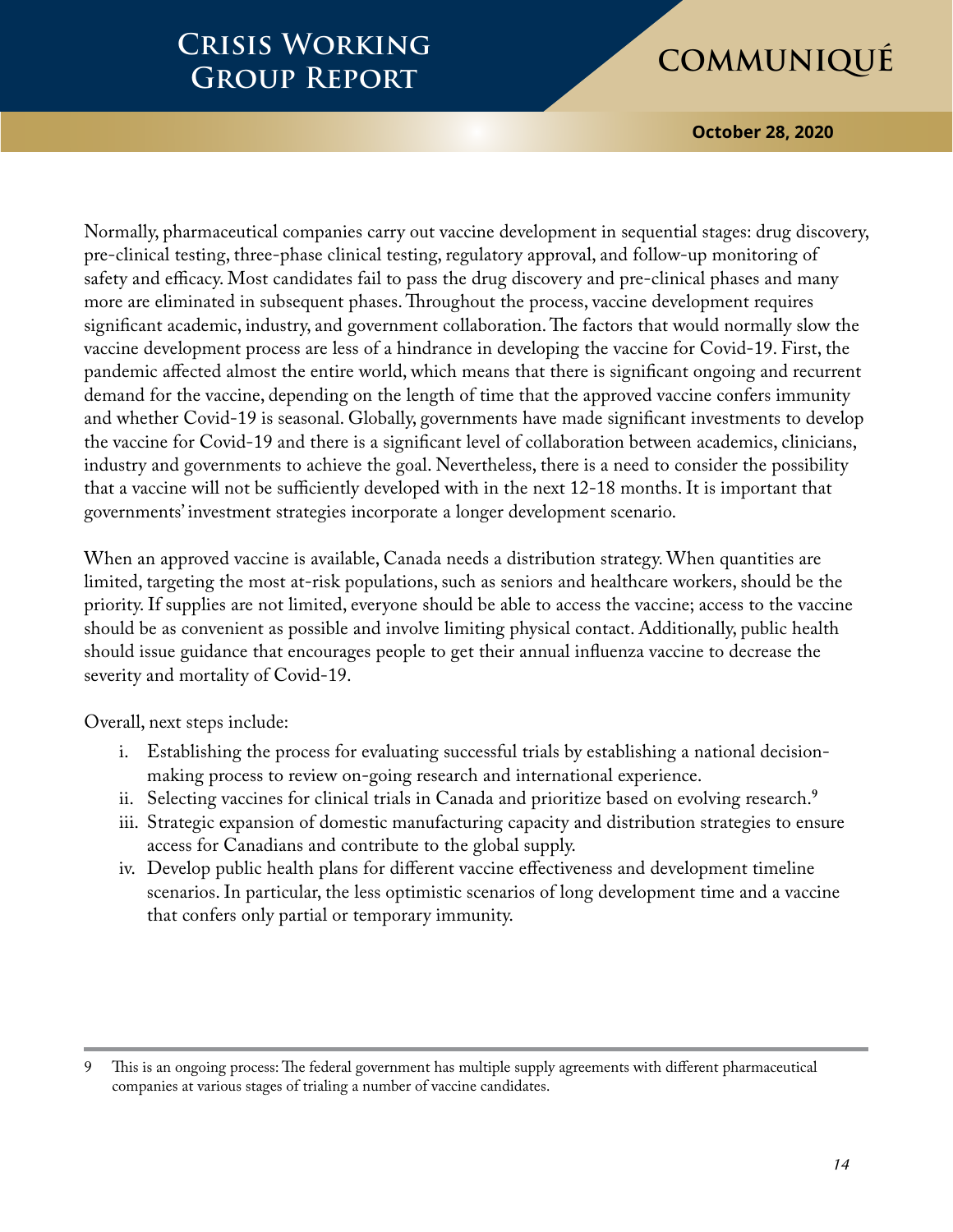Normally, pharmaceutical companies carry out vaccine development in sequential stages: drug discovery, pre-clinical testing, three-phase clinical testing, regulatory approval, and follow-up monitoring of safety and efficacy. Most candidates fail to pass the drug discovery and pre-clinical phases and many more are eliminated in subsequent phases. Throughout the process, vaccine development requires significant academic, industry, and government collaboration. The factors that would normally slow the vaccine development process are less of a hindrance in developing the vaccine for Covid-19. First, the pandemic affected almost the entire world, which means that there is significant ongoing and recurrent demand for the vaccine, depending on the length of time that the approved vaccine confers immunity and whether Covid-19 is seasonal. Globally, governments have made significant investments to develop the vaccine for Covid-19 and there is a significant level of collaboration between academics, clinicians, industry and governments to achieve the goal. Nevertheless, there is a need to consider the possibility that a vaccine will not be sufficiently developed with in the next 12-18 months. It is important that governments' investment strategies incorporate a longer development scenario.

When an approved vaccine is available, Canada needs a distribution strategy. When quantities are limited, targeting the most at-risk populations, such as seniors and healthcare workers, should be the priority. If supplies are not limited, everyone should be able to access the vaccine; access to the vaccine should be as convenient as possible and involve limiting physical contact. Additionally, public health should issue guidance that encourages people to get their annual influenza vaccine to decrease the severity and mortality of Covid-19.

Overall, next steps include:

i. Establishing the process for evaluating successful trials by establishing a national decision-making process to review on-going research and international experience.
ii. Selecting vaccines for clinical trials in Canada and prioritize based on evolving research.[9]
iii. Strategic expansion of domestic manufacturing capacity and distribution strategies to ensure access for Canadians and contribute to the global supply.
iv. Develop public health plans for different vaccine effectiveness and development timeline scenarios. In particular, the less optimistic scenarios of long development time and a vaccine that confers only partial or temporary immunity.

---

9 This is an ongoing process: The federal government has multiple supply agreements with different pharmaceutical companies at various stages of trialing a number of vaccine candidates.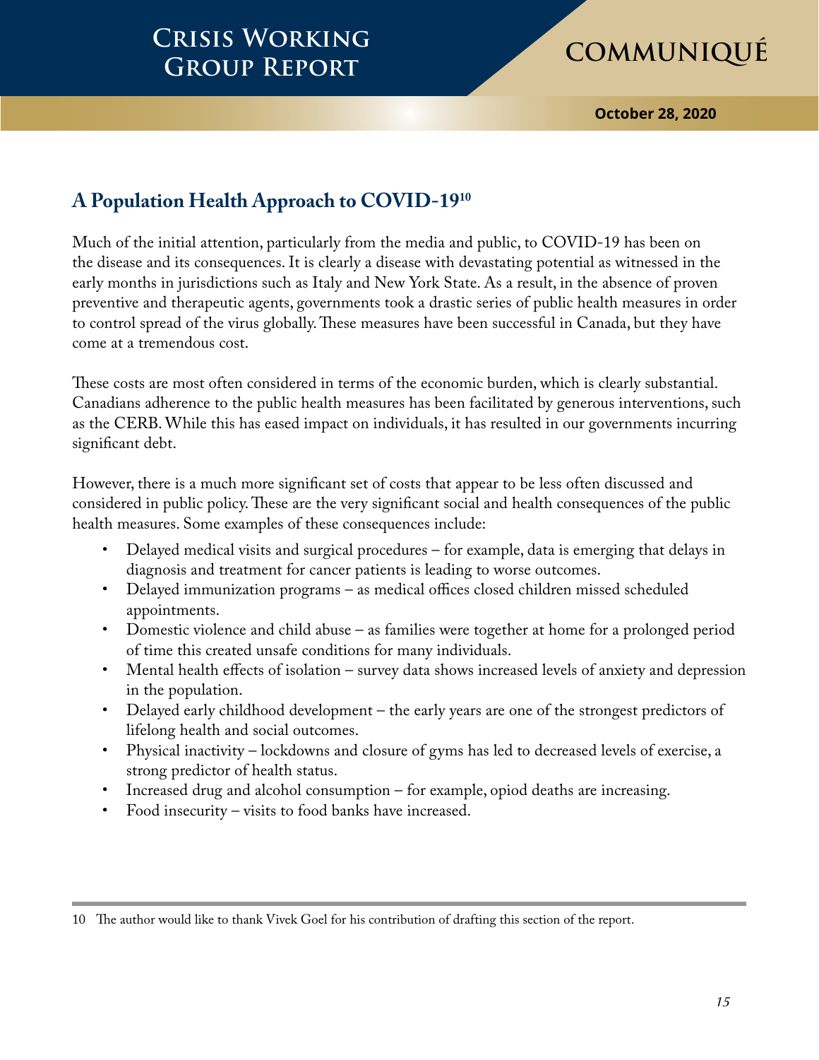## A Population Health Approach to COVID-19[10]

Much of the initial attention, particularly from the media and public, to COVID-19 has been on the disease and its consequences. It is clearly a disease with devastating potential as witnessed in the early months in jurisdictions such as Italy and New York State. As a result, in the absence of proven preventive and therapeutic agents, governments took a drastic series of public health measures in order to control spread of the virus globally. These measures have been successful in Canada, but they have come at a tremendous cost.

These costs are most often considered in terms of the economic burden, which is clearly substantial. Canadians adherence to the public health measures has been facilitated by generous interventions, such as the CERB. While this has eased impact on individuals, it has resulted in our governments incurring significant debt.

However, there is a much more significant set of costs that appear to be less often discussed and considered in public policy. These are the very significant social and health consequences of the public health measures. Some examples of these consequences include:

- Delayed medical visits and surgical procedures – for example, data is emerging that delays in diagnosis and treatment for cancer patients is leading to worse outcomes.
- Delayed immunization programs – as medical offices closed children missed scheduled appointments.
- Domestic violence and child abuse – as families were together at home for a prolonged period of time this created unsafe conditions for many individuals.
- Mental health effects of isolation – survey data shows increased levels of anxiety and depression in the population.
- Delayed early childhood development – the early years are one of the strongest predictors of lifelong health and social outcomes.
- Physical inactivity – lockdowns and closure of gyms has led to decreased levels of exercise, a strong predictor of health status.
- Increased drug and alcohol consumption – for example, opiod deaths are increasing.
- Food insecurity – visits to food banks have increased.

---

10 The author would like to thank Vivek Goel for his contribution of drafting this section of the report.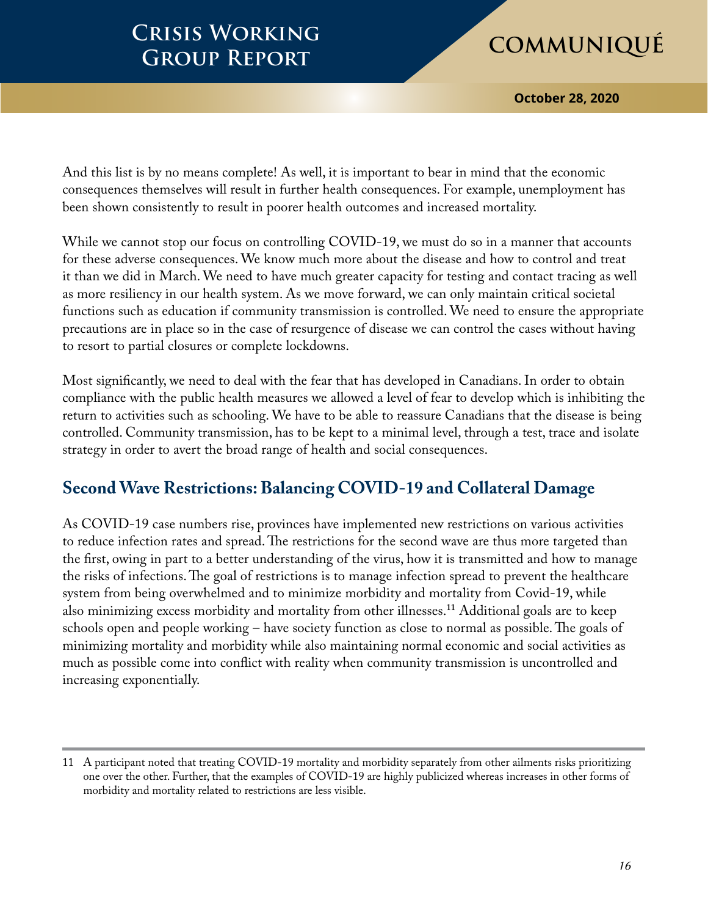And this list is by no means complete! As well, it is important to bear in mind that the economic consequences themselves will result in further health consequences. For example, unemployment has been shown consistently to result in poorer health outcomes and increased mortality.

While we cannot stop our focus on controlling COVID-19, we must do so in a manner that accounts for these adverse consequences. We know much more about the disease and how to control and treat it than we did in March. We need to have much greater capacity for testing and contact tracing as well as more resiliency in our health system. As we move forward, we can only maintain critical societal functions such as education if community transmission is controlled. We need to ensure the appropriate precautions are in place so in the case of resurgence of disease we can control the cases without having to resort to partial closures or complete lockdowns.

Most significantly, we need to deal with the fear that has developed in Canadians. In order to obtain compliance with the public health measures we allowed a level of fear to develop which is inhibiting the return to activities such as schooling. We have to be able to reassure Canadians that the disease is being controlled. Community transmission, has to be kept to a minimal level, through a test, trace and isolate strategy in order to avert the broad range of health and social consequences.

## Second Wave Restrictions: Balancing COVID-19 and Collateral Damage

As COVID-19 case numbers rise, provinces have implemented new restrictions on various activities to reduce infection rates and spread. The restrictions for the second wave are thus more targeted than the first, owing in part to a better understanding of the virus, how it is transmitted and how to manage the risks of infections. The goal of restrictions is to manage infection spread to prevent the healthcare system from being overwhelmed and to minimize morbidity and mortality from Covid-19, while also minimizing excess morbidity and mortality from other illnesses.[11] Additional goals are to keep schools open and people working – have society function as close to normal as possible. The goals of minimizing mortality and morbidity while also maintaining normal economic and social activities as much as possible come into conflict with reality when community transmission is uncontrolled and increasing exponentially.

---

11 A participant noted that treating COVID-19 mortality and morbidity separately from other ailments risks prioritizing one over the other. Further, that the examples of COVID-19 are highly publicized whereas increases in other forms of morbidity and mortality related to restrictions are less visible.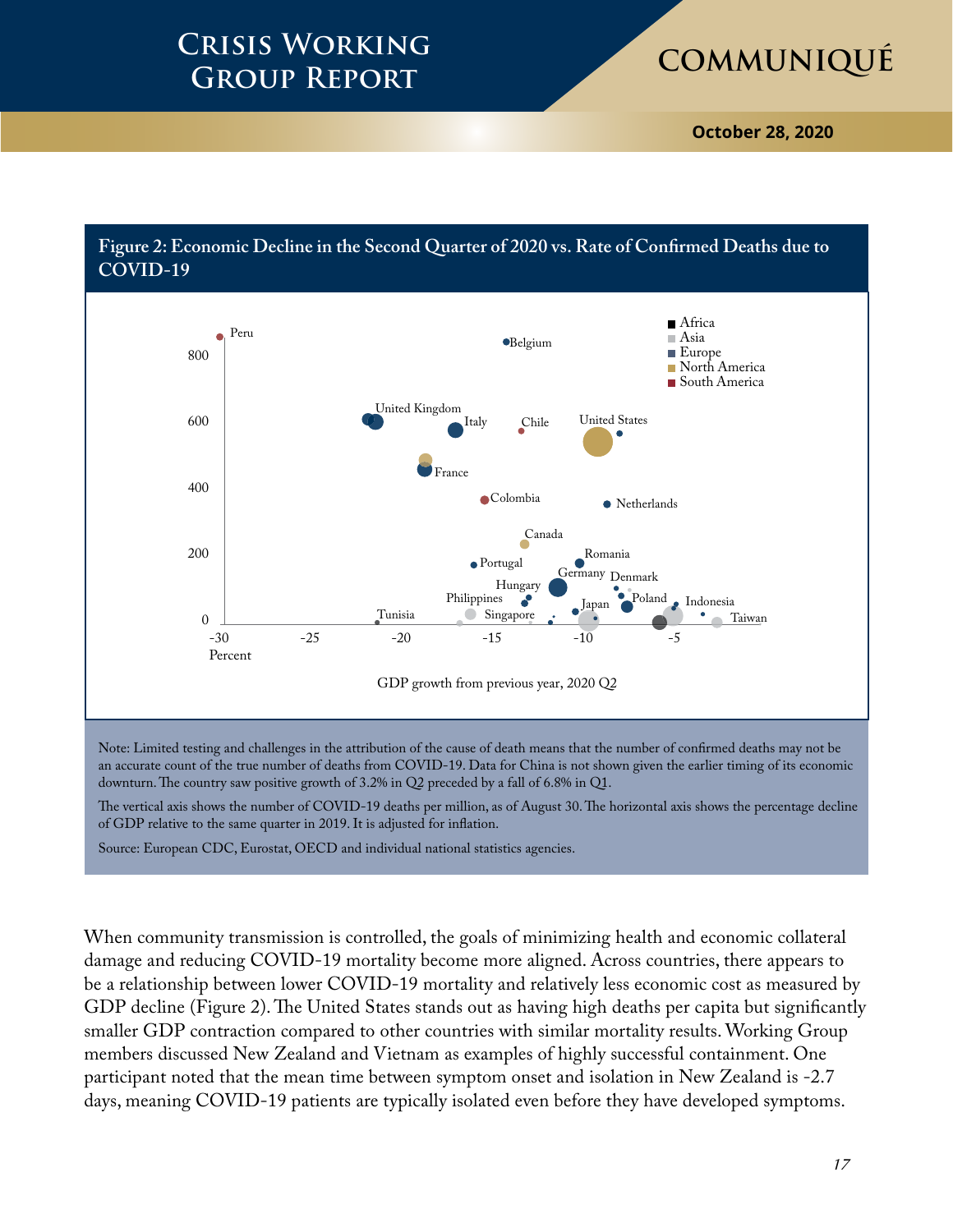**Figure 2: Economic Decline in the Second Quarter of 2020 vs. Rate of Confirmed Deaths due to COVID-19**

Africa
Asia
Europe
North America
South America

800
600
400
200
0
-30
-25
-20
-15
-10
-5
Percent

Peru
Belgium
United Kingdom
Italy
Chile
United States
France
Colombia
Netherlands
Canada
Romania
Portugal
Germany
Denmark
Hungary
Philippines
Poland
Indonesia
Japan
Tunisia
Singapore
Taiwan

GDP growth from previous year, 2020 Q2

Note: Limited testing and challenges in the attribution of the cause of death means that the number of confirmed deaths may not be an accurate count of the true number of deaths from COVID-19. Data for China is not shown given the earlier timing of its economic downturn. The country saw positive growth of 3.2% in Q2 preceded by a fall of 6.8% in Q1.

The vertical axis shows the number of COVID-19 deaths per million, as of August 30. The horizontal axis shows the percentage decline of GDP relative to the same quarter in 2019. It is adjusted for inflation.

Source: European CDC, Eurostat, OECD and individual national statistics agencies.

When community transmission is controlled, the goals of minimizing health and economic collateral damage and reducing COVID-19 mortality become more aligned. Across countries, there appears to be a relationship between lower COVID-19 mortality and relatively less economic cost as measured by GDP decline (Figure 2). The United States stands out as having high deaths per capita but significantly smaller GDP contraction compared to other countries with similar mortality results. Working Group members discussed New Zealand and Vietnam as examples of highly successful containment. One participant noted that the mean time between symptom onset and isolation in New Zealand is -2.7 days, meaning COVID-19 patients are typically isolated even before they have developed symptoms.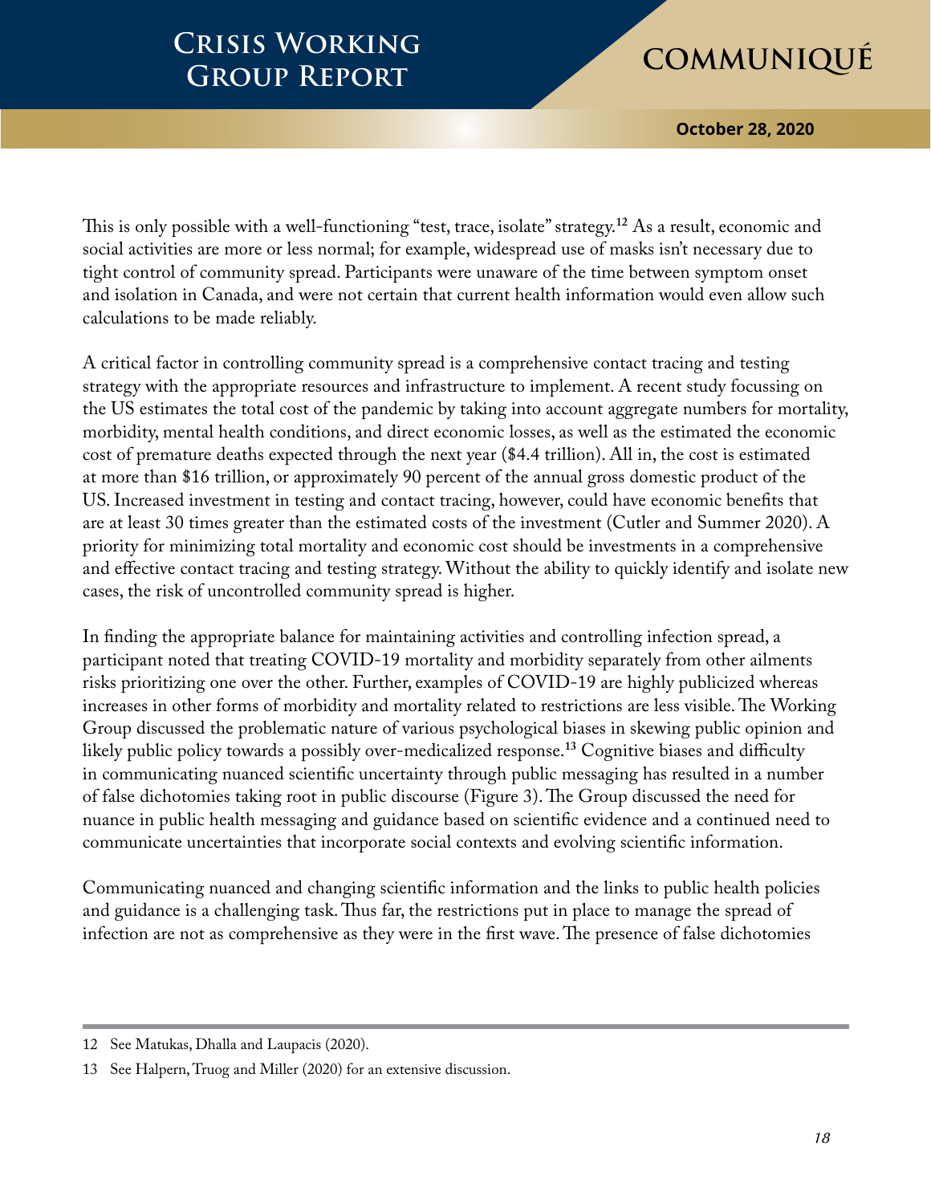This is only possible with a well-functioning "test, trace, isolate" strategy.[12] As a result, economic and social activities are more or less normal; for example, widespread use of masks isn't necessary due to tight control of community spread. Participants were unaware of the time between symptom onset and isolation in Canada, and were not certain that current health information would even allow such calculations to be made reliably.

A critical factor in controlling community spread is a comprehensive contact tracing and testing strategy with the appropriate resources and infrastructure to implement. A recent study focussing on the US estimates the total cost of the pandemic by taking into account aggregate numbers for mortality, morbidity, mental health conditions, and direct economic losses, as well as the estimated the economic cost of premature deaths expected through the next year ($4.4 trillion). All in, the cost is estimated at more than $16 trillion, or approximately 90 percent of the annual gross domestic product of the US. Increased investment in testing and contact tracing, however, could have economic benefits that are at least 30 times greater than the estimated costs of the investment (Cutler and Summer 2020). A priority for minimizing total mortality and economic cost should be investments in a comprehensive and effective contact tracing and testing strategy. Without the ability to quickly identify and isolate new cases, the risk of uncontrolled community spread is higher.

In finding the appropriate balance for maintaining activities and controlling infection spread, a participant noted that treating COVID-19 mortality and morbidity separately from other ailments risks prioritizing one over the other. Further, examples of COVID-19 are highly publicized whereas increases in other forms of morbidity and mortality related to restrictions are less visible. The Working Group discussed the problematic nature of various psychological biases in skewing public opinion and likely public policy towards a possibly over-medicalized response.[13] Cognitive biases and difficulty in communicating nuanced scientific uncertainty through public messaging has resulted in a number of false dichotomies taking root in public discourse (Figure 3). The Group discussed the need for nuance in public health messaging and guidance based on scientific evidence and a continued need to communicate uncertainties that incorporate social contexts and evolving scientific information.

Communicating nuanced and changing scientific information and the links to public health policies and guidance is a challenging task. Thus far, the restrictions put in place to manage the spread of infection are not as comprehensive as they were in the first wave. The presence of false dichotomies

---

12 See Matukas, Dhalla and Laupacis (2020).

13 See Halpern, Truog and Miller (2020) for an extensive discussion.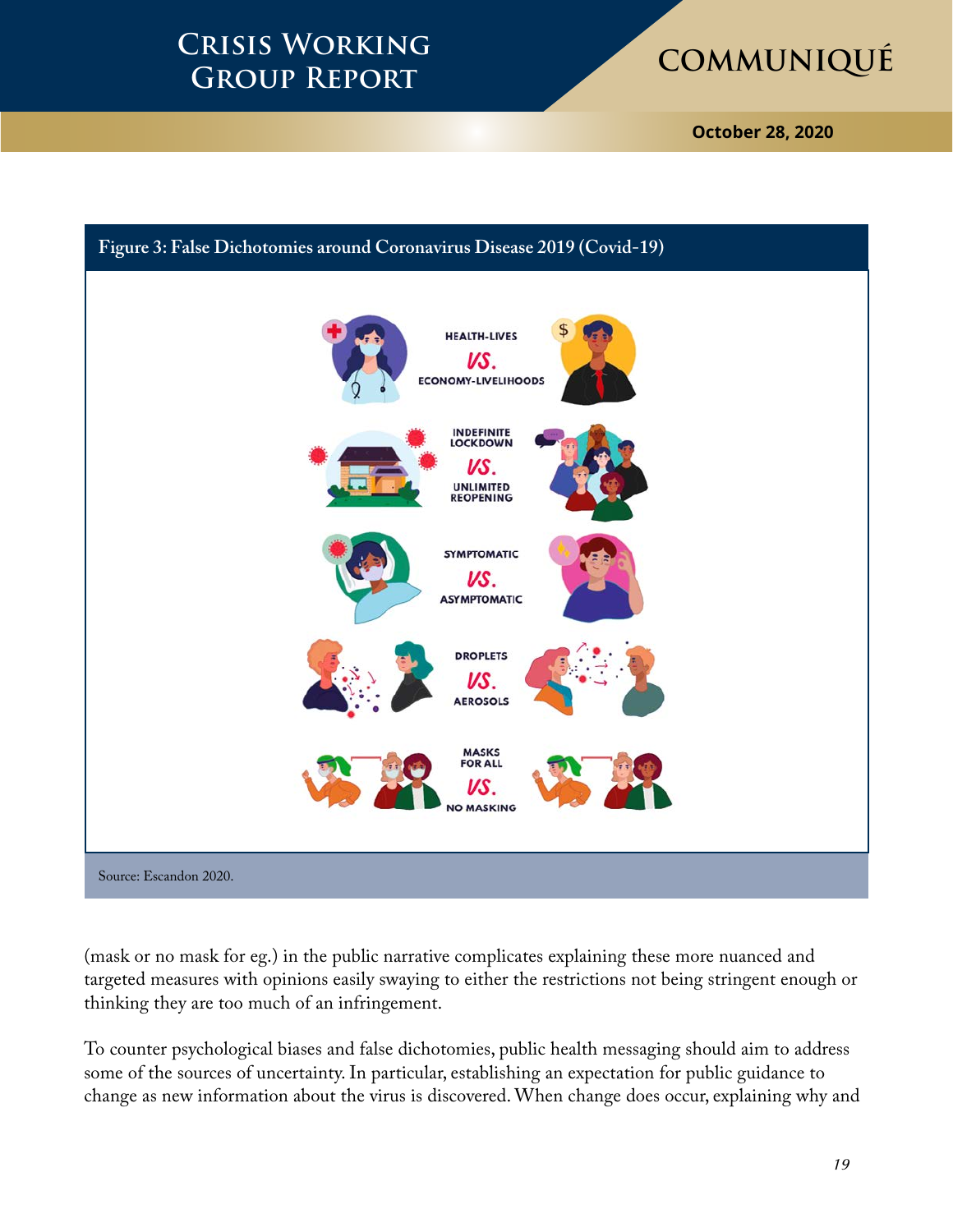Figure 3: False Dichotomies around Coronavirus Disease 2019 (Covid-19)

HEALTH-LIVES
VS.
ECONOMY-LIVELIHOODS

INDEFINITE LOCKDOWN
VS.
UNLIMITED REOPENING

SYMPTOMATIC
VS.
ASYMPTOMATIC

DROPLETS
VS.
AEROSOLS

MASKS FOR ALL
VS.
NO MASKING

Source: Escandon 2020.

(mask or no mask for eg.) in the public narrative complicates explaining these more nuanced and targeted measures with opinions easily swaying to either the restrictions not being stringent enough or thinking they are too much of an infringement.

To counter psychological biases and false dichotomies, public health messaging should aim to address some of the sources of uncertainty. In particular, establishing an expectation for public guidance to change as new information about the virus is discovered. When change does occur, explaining why and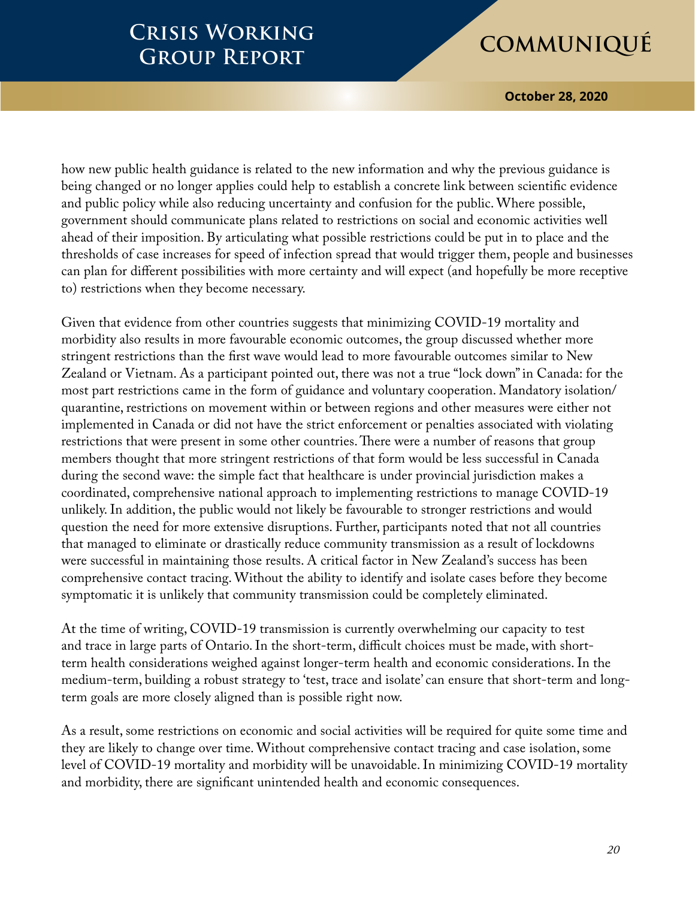how new public health guidance is related to the new information and why the previous guidance is being changed or no longer applies could help to establish a concrete link between scientific evidence and public policy while also reducing uncertainty and confusion for the public. Where possible, government should communicate plans related to restrictions on social and economic activities well ahead of their imposition. By articulating what possible restrictions could be put in to place and the thresholds of case increases for speed of infection spread that would trigger them, people and businesses can plan for different possibilities with more certainty and will expect (and hopefully be more receptive to) restrictions when they become necessary.

Given that evidence from other countries suggests that minimizing COVID-19 mortality and morbidity also results in more favourable economic outcomes, the group discussed whether more stringent restrictions than the first wave would lead to more favourable outcomes similar to New Zealand or Vietnam. As a participant pointed out, there was not a true "lock down" in Canada: for the most part restrictions came in the form of guidance and voluntary cooperation. Mandatory isolation/quarantine, restrictions on movement within or between regions and other measures were either not implemented in Canada or did not have the strict enforcement or penalties associated with violating restrictions that were present in some other countries. There were a number of reasons that group members thought that more stringent restrictions of that form would be less successful in Canada during the second wave: the simple fact that healthcare is under provincial jurisdiction makes a coordinated, comprehensive national approach to implementing restrictions to manage COVID-19 unlikely. In addition, the public would not likely be favourable to stronger restrictions and would question the need for more extensive disruptions. Further, participants noted that not all countries that managed to eliminate or drastically reduce community transmission as a result of lockdowns were successful in maintaining those results. A critical factor in New Zealand's success has been comprehensive contact tracing. Without the ability to identify and isolate cases before they become symptomatic it is unlikely that community transmission could be completely eliminated.

At the time of writing, COVID-19 transmission is currently overwhelming our capacity to test and trace in large parts of Ontario. In the short-term, difficult choices must be made, with short-term health considerations weighed against longer-term health and economic considerations. In the medium-term, building a robust strategy to 'test, trace and isolate' can ensure that short-term and long-term goals are more closely aligned than is possible right now.

As a result, some restrictions on economic and social activities will be required for quite some time and they are likely to change over time. Without comprehensive contact tracing and case isolation, some level of COVID-19 mortality and morbidity will be unavoidable. In minimizing COVID-19 mortality and morbidity, there are significant unintended health and economic consequences.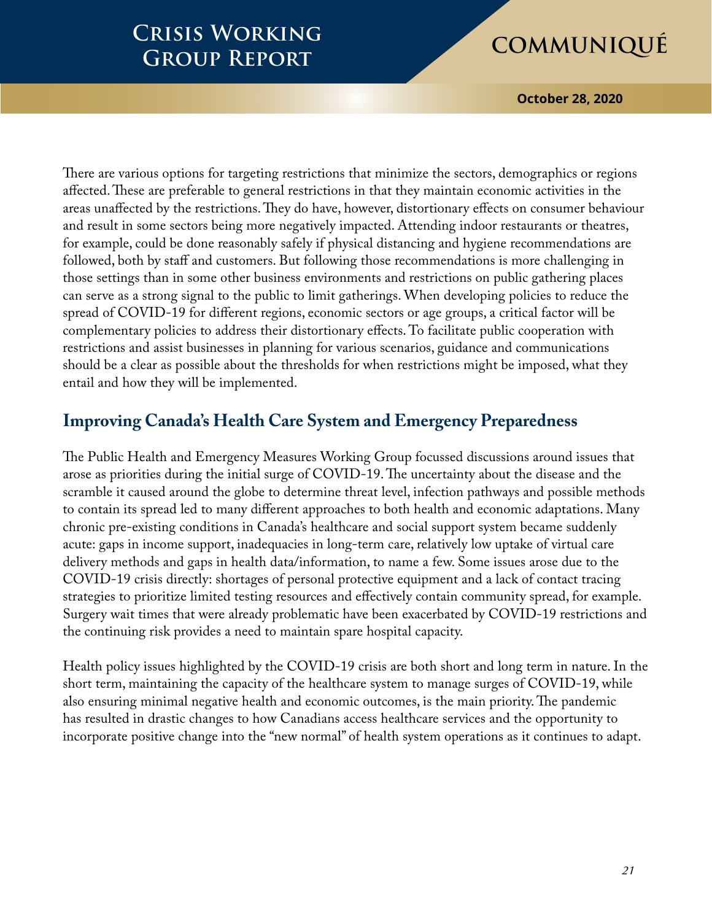There are various options for targeting restrictions that minimize the sectors, demographics or regions affected. These are preferable to general restrictions in that they maintain economic activities in the areas unaffected by the restrictions. They do have, however, distortionary effects on consumer behaviour and result in some sectors being more negatively impacted. Attending indoor restaurants or theatres, for example, could be done reasonably safely if physical distancing and hygiene recommendations are followed, both by staff and customers. But following those recommendations is more challenging in those settings than in some other business environments and restrictions on public gathering places can serve as a strong signal to the public to limit gatherings. When developing policies to reduce the spread of COVID-19 for different regions, economic sectors or age groups, a critical factor will be complementary policies to address their distortionary effects. To facilitate public cooperation with restrictions and assist businesses in planning for various scenarios, guidance and communications should be a clear as possible about the thresholds for when restrictions might be imposed, what they entail and how they will be implemented.

## Improving Canada's Health Care System and Emergency Preparedness

The Public Health and Emergency Measures Working Group focussed discussions around issues that arose as priorities during the initial surge of COVID-19. The uncertainty about the disease and the scramble it caused around the globe to determine threat level, infection pathways and possible methods to contain its spread led to many different approaches to both health and economic adaptations. Many chronic pre-existing conditions in Canada's healthcare and social support system became suddenly acute: gaps in income support, inadequacies in long-term care, relatively low uptake of virtual care delivery methods and gaps in health data/information, to name a few. Some issues arose due to the COVID-19 crisis directly: shortages of personal protective equipment and a lack of contact tracing strategies to prioritize limited testing resources and effectively contain community spread, for example. Surgery wait times that were already problematic have been exacerbated by COVID-19 restrictions and the continuing risk provides a need to maintain spare hospital capacity.

Health policy issues highlighted by the COVID-19 crisis are both short and long term in nature. In the short term, maintaining the capacity of the healthcare system to manage surges of COVID-19, while also ensuring minimal negative health and economic outcomes, is the main priority. The pandemic has resulted in drastic changes to how Canadians access healthcare services and the opportunity to incorporate positive change into the "new normal" of health system operations as it continues to adapt.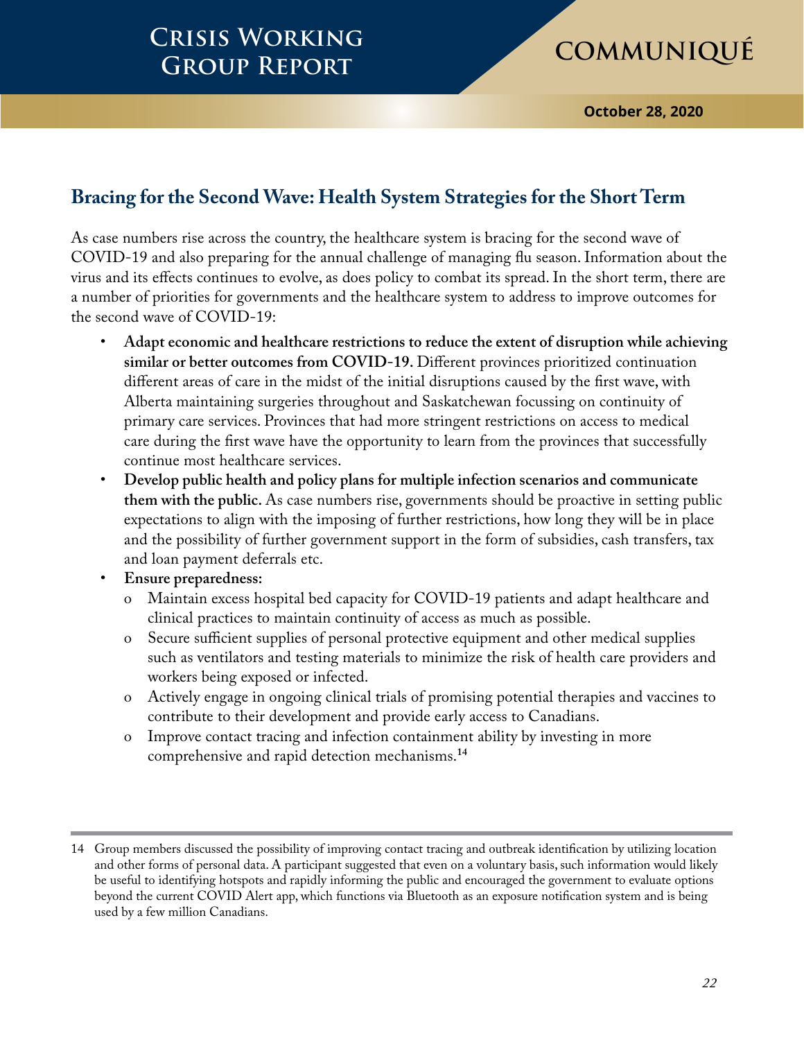## Bracing for the Second Wave: Health System Strategies for the Short Term

As case numbers rise across the country, the healthcare system is bracing for the second wave of COVID-19 and also preparing for the annual challenge of managing flu season. Information about the virus and its effects continues to evolve, as does policy to combat its spread. In the short term, there are a number of priorities for governments and the healthcare system to address to improve outcomes for the second wave of COVID-19:

- **Adapt economic and healthcare restrictions to reduce the extent of disruption while achieving similar or better outcomes from COVID-19.** Different provinces prioritized continuation different areas of care in the midst of the initial disruptions caused by the first wave, with Alberta maintaining surgeries throughout and Saskatchewan focussing on continuity of primary care services. Provinces that had more stringent restrictions on access to medical care during the first wave have the opportunity to learn from the provinces that successfully continue most healthcare services.
- **Develop public health and policy plans for multiple infection scenarios and communicate them with the public.** As case numbers rise, governments should be proactive in setting public expectations to align with the imposing of further restrictions, how long they will be in place and the possibility of further government support in the form of subsidies, cash transfers, tax and loan payment deferrals etc.
- **Ensure preparedness:**
  - Maintain excess hospital bed capacity for COVID-19 patients and adapt healthcare and clinical practices to maintain continuity of access as much as possible.
  - Secure sufficient supplies of personal protective equipment and other medical supplies such as ventilators and testing materials to minimize the risk of health care providers and workers being exposed or infected.
  - Actively engage in ongoing clinical trials of promising potential therapies and vaccines to contribute to their development and provide early access to Canadians.
  - Improve contact tracing and infection containment ability by investing in more comprehensive and rapid detection mechanisms.[14]

---

14 Group members discussed the possibility of improving contact tracing and outbreak identification by utilizing location and other forms of personal data. A participant suggested that even on a voluntary basis, such information would likely be useful to identifying hotspots and rapidly informing the public and encouraged the government to evaluate options beyond the current COVID Alert app, which functions via Bluetooth as an exposure notification system and is being used by a few million Canadians.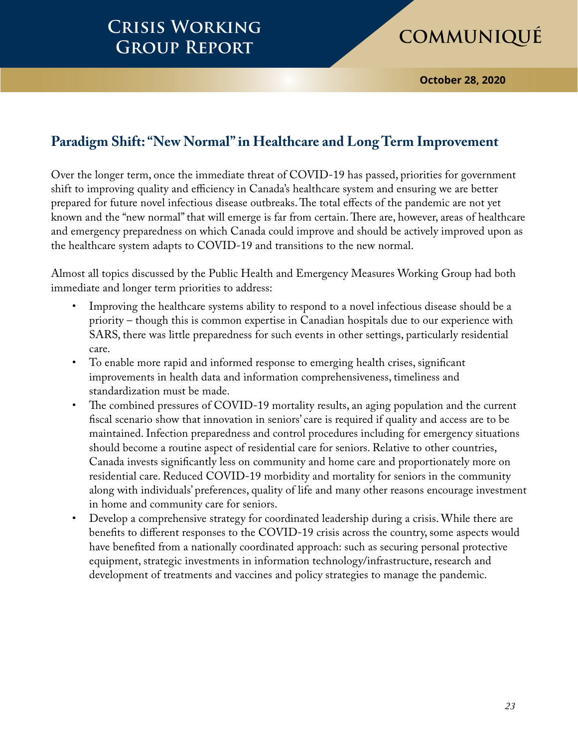## Paradigm Shift: "New Normal" in Healthcare and Long Term Improvement

Over the longer term, once the immediate threat of COVID-19 has passed, priorities for government shift to improving quality and efficiency in Canada's healthcare system and ensuring we are better prepared for future novel infectious disease outbreaks. The total effects of the pandemic are not yet known and the "new normal" that will emerge is far from certain. There are, however, areas of healthcare and emergency preparedness on which Canada could improve and should be actively improved upon as the healthcare system adapts to COVID-19 and transitions to the new normal.

Almost all topics discussed by the Public Health and Emergency Measures Working Group had both immediate and longer term priorities to address:

- Improving the healthcare systems ability to respond to a novel infectious disease should be a priority – though this is common expertise in Canadian hospitals due to our experience with SARS, there was little preparedness for such events in other settings, particularly residential care.
- To enable more rapid and informed response to emerging health crises, significant improvements in health data and information comprehensiveness, timeliness and standardization must be made.
- The combined pressures of COVID-19 mortality results, an aging population and the current fiscal scenario show that innovation in seniors' care is required if quality and access are to be maintained. Infection preparedness and control procedures including for emergency situations should become a routine aspect of residential care for seniors. Relative to other countries, Canada invests significantly less on community and home care and proportionately more on residential care. Reduced COVID-19 morbidity and mortality for seniors in the community along with individuals' preferences, quality of life and many other reasons encourage investment in home and community care for seniors.
- Develop a comprehensive strategy for coordinated leadership during a crisis. While there are benefits to different responses to the COVID-19 crisis across the country, some aspects would have benefited from a nationally coordinated approach: such as securing personal protective equipment, strategic investments in information technology/infrastructure, research and development of treatments and vaccines and policy strategies to manage the pandemic.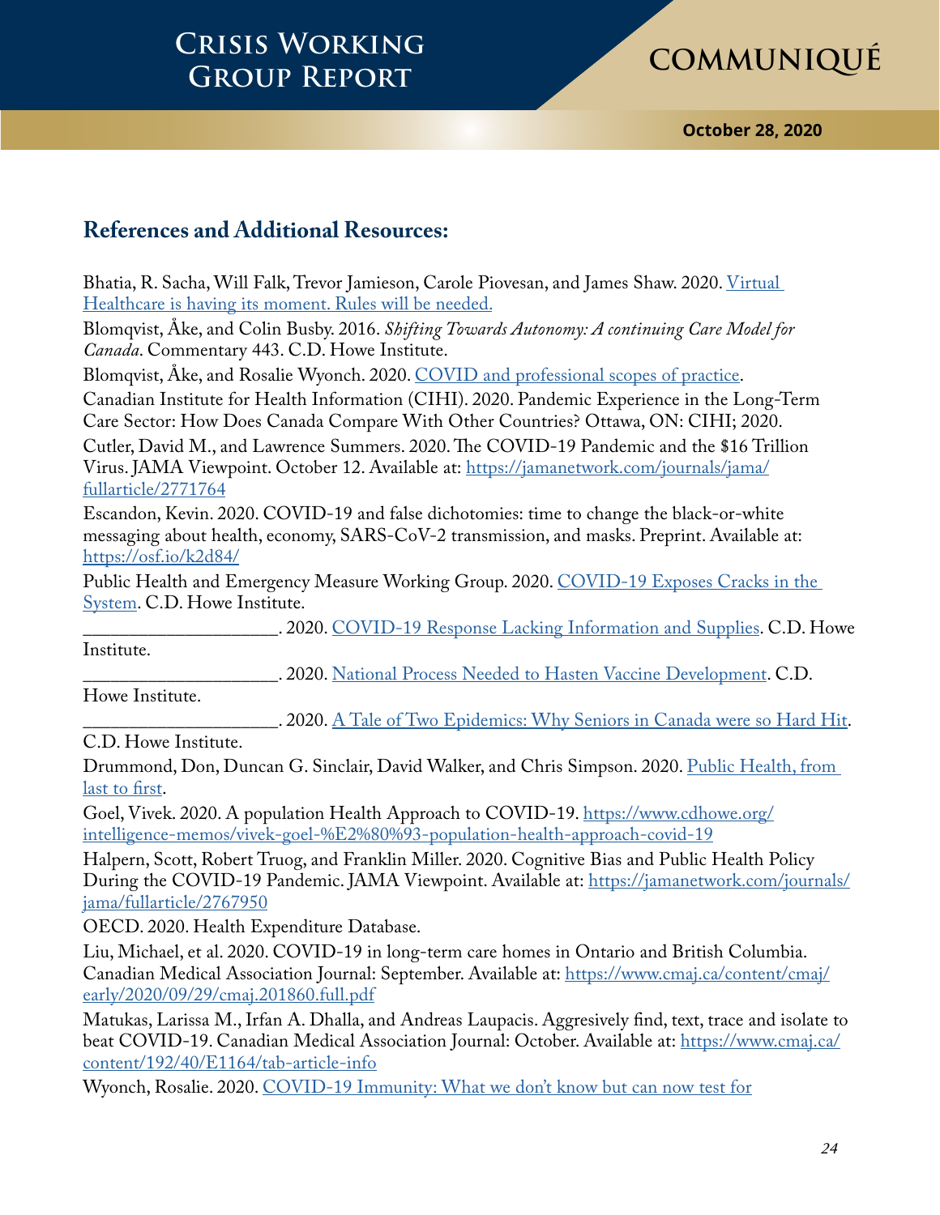## References and Additional Resources:

Bhatia, R. Sacha, Will Falk, Trevor Jamieson, Carole Piovesan, and James Shaw. 2020. Virtual Healthcare is having its moment. Rules will be needed.

Blomqvist, Åke, and Colin Busby. 2016. *Shifting Towards Autonomy: A continuing Care Model for Canada*. Commentary 443. C.D. Howe Institute.

Blomqvist, Åke, and Rosalie Wyonch. 2020. COVID and professional scopes of practice.

Canadian Institute for Health Information (CIHI). 2020. Pandemic Experience in the Long-Term Care Sector: How Does Canada Compare With Other Countries? Ottawa, ON: CIHI; 2020.

Cutler, David M., and Lawrence Summers. 2020. The COVID-19 Pandemic and the $16 Trillion Virus. JAMA Viewpoint. October 12. Available at: https://jamanetwork.com/journals/jama/fullarticle/2771764

Escandon, Kevin. 2020. COVID-19 and false dichotomies: time to change the black-or-white messaging about health, economy, SARS-CoV-2 transmission, and masks. Preprint. Available at: https://osf.io/k2d84/

Public Health and Emergency Measure Working Group. 2020. COVID-19 Exposes Cracks in the System. C.D. Howe Institute.

_____________________. 2020. COVID-19 Response Lacking Information and Supplies. C.D. Howe Institute.

_____________________. 2020. National Process Needed to Hasten Vaccine Development. C.D. Howe Institute.

_____________________. 2020. A Tale of Two Epidemics: Why Seniors in Canada were so Hard Hit. C.D. Howe Institute.

Drummond, Don, Duncan G. Sinclair, David Walker, and Chris Simpson. 2020. Public Health, from last to first.

Goel, Vivek. 2020. A population Health Approach to COVID-19. https://www.cdhowe.org/intelligence-memos/vivek-goel-%E2%80%93-population-health-approach-covid-19

Halpern, Scott, Robert Truog, and Franklin Miller. 2020. Cognitive Bias and Public Health Policy During the COVID-19 Pandemic. JAMA Viewpoint. Available at: https://jamanetwork.com/journals/jama/fullarticle/2767950

OECD. 2020. Health Expenditure Database.

Liu, Michael, et al. 2020. COVID-19 in long-term care homes in Ontario and British Columbia. Canadian Medical Association Journal: September. Available at: https://www.cmaj.ca/content/cmaj/early/2020/09/29/cmaj.201860.full.pdf

Matukas, Larissa M., Irfan A. Dhalla, and Andreas Laupacis. Aggresively find, text, trace and isolate to beat COVID-19. Canadian Medical Association Journal: October. Available at: https://www.cmaj.ca/content/192/40/E1164/tab-article-info

Wyonch, Rosalie. 2020. COVID-19 Immunity: What we don't know but can now test for